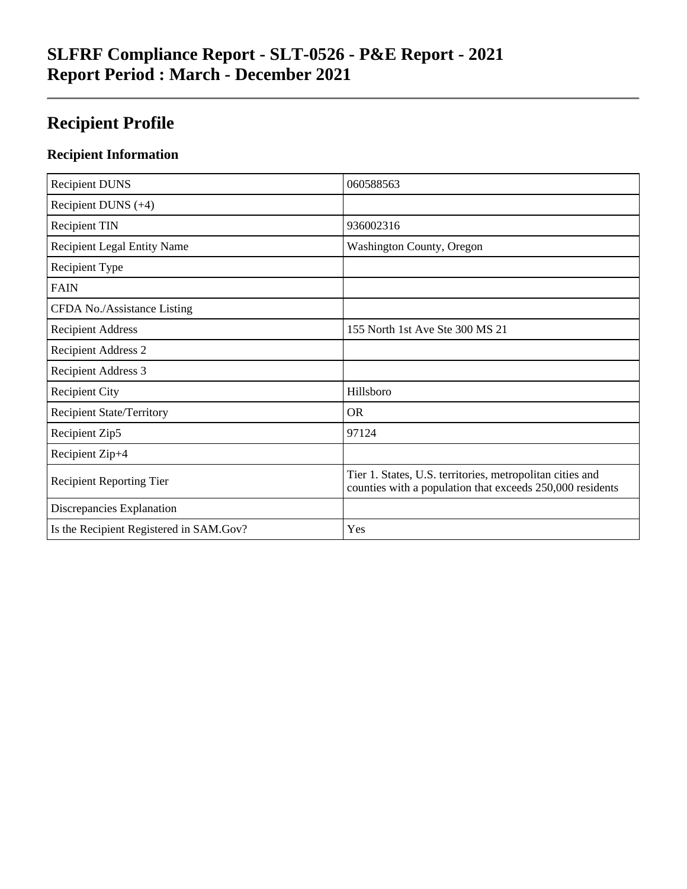# SLFRF Compliance Report - SLT-0526 - P&E Report - 2021
# Report Period : March - December 2021

## Recipient Profile

### Recipient Information

| | |
|---|---|
| Recipient DUNS | 060588563 |
| Recipient DUNS (+4) | |
| Recipient TIN | 936002316 |
| Recipient Legal Entity Name | Washington County, Oregon |
| Recipient Type | |
| FAIN | |
| CFDA No./Assistance Listing | |
| Recipient Address | 155 North 1st Ave Ste 300 MS 21 |
| Recipient Address 2 | |
| Recipient Address 3 | |
| Recipient City | Hillsboro |
| Recipient State/Territory | OR |
| Recipient Zip5 | 97124 |
| Recipient Zip+4 | |
| Recipient Reporting Tier | Tier 1. States, U.S. territories, metropolitan cities and counties with a population that exceeds 250,000 residents |
| Discrepancies Explanation | |
| Is the Recipient Registered in SAM.Gov? | Yes |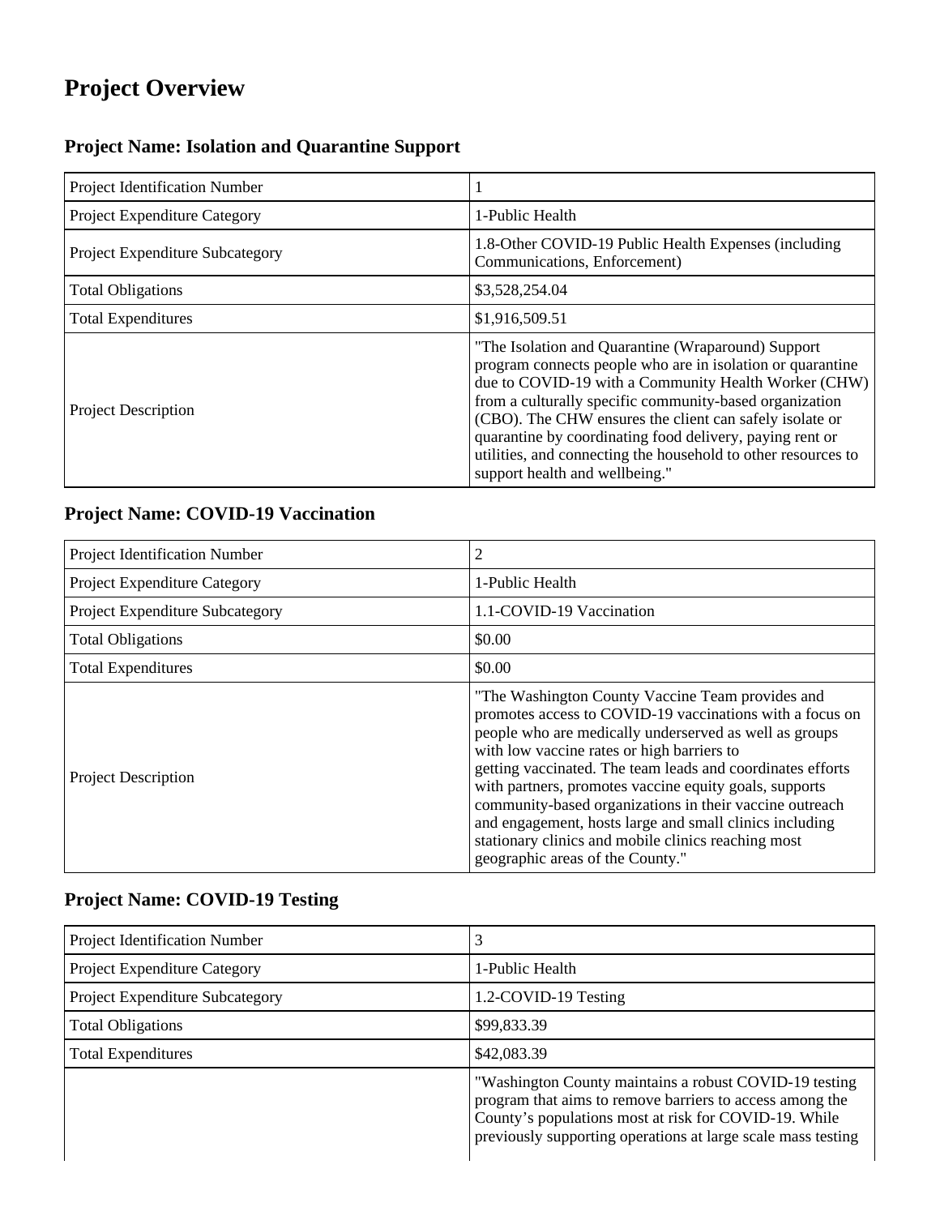# Project Overview

## Project Name: Isolation and Quarantine Support

| | |
|---|---|
| Project Identification Number | 1 |
| Project Expenditure Category | 1-Public Health |
| Project Expenditure Subcategory | 1.8-Other COVID-19 Public Health Expenses (including Communications, Enforcement) |
| Total Obligations | $3,528,254.04 |
| Total Expenditures | $1,916,509.51 |
| Project Description | "The Isolation and Quarantine (Wraparound) Support program connects people who are in isolation or quarantine due to COVID-19 with a Community Health Worker (CHW) from a culturally specific community-based organization (CBO). The CHW ensures the client can safely isolate or quarantine by coordinating food delivery, paying rent or utilities, and connecting the household to other resources to support health and wellbeing." |

## Project Name: COVID-19 Vaccination

| | |
|---|---|
| Project Identification Number | 2 |
| Project Expenditure Category | 1-Public Health |
| Project Expenditure Subcategory | 1.1-COVID-19 Vaccination |
| Total Obligations | $0.00 |
| Total Expenditures | $0.00 |
| Project Description | "The Washington County Vaccine Team provides and promotes access to COVID-19 vaccinations with a focus on people who are medically underserved as well as groups with low vaccine rates or high barriers to getting vaccinated. The team leads and coordinates efforts with partners, promotes vaccine equity goals, supports community-based organizations in their vaccine outreach and engagement, hosts large and small clinics including stationary clinics and mobile clinics reaching most geographic areas of the County." |

## Project Name: COVID-19 Testing

| | |
|---|---|
| Project Identification Number | 3 |
| Project Expenditure Category | 1-Public Health |
| Project Expenditure Subcategory | 1.2-COVID-19 Testing |
| Total Obligations | $99,833.39 |
| Total Expenditures | $42,083.39 |
| | "Washington County maintains a robust COVID-19 testing program that aims to remove barriers to access among the County's populations most at risk for COVID-19. While previously supporting operations at large scale mass testing |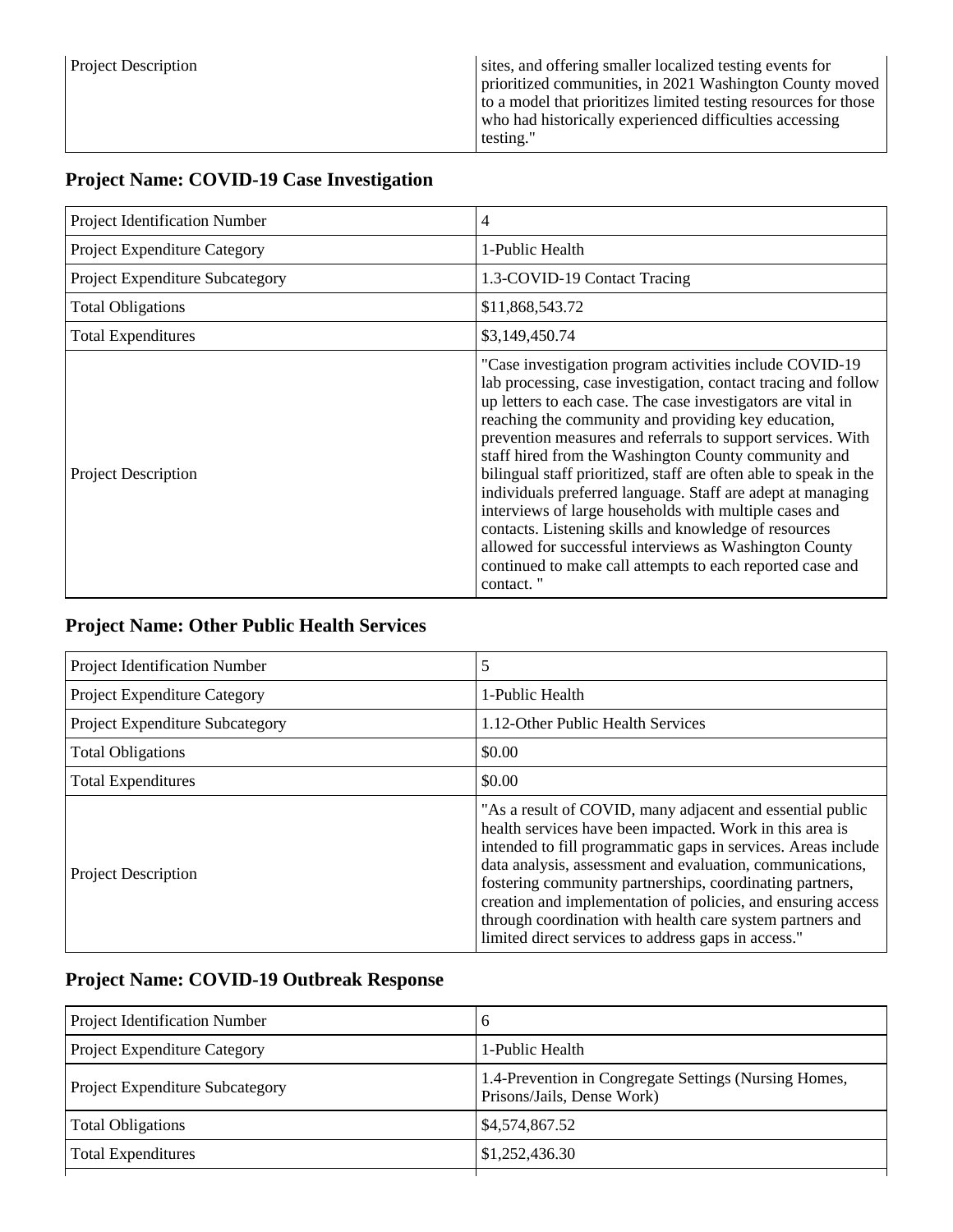| Project Description | sites, and offering smaller localized testing events for prioritized communities, in 2021 Washington County moved to a model that prioritizes limited testing resources for those who had historically experienced difficulties accessing testing." |
|---|---|

### Project Name: COVID-19 Case Investigation

| Project Identification Number | 4 |
|---|---|
| Project Expenditure Category | 1-Public Health |
| Project Expenditure Subcategory | 1.3-COVID-19 Contact Tracing |
| Total Obligations | $11,868,543.72 |
| Total Expenditures | $3,149,450.74 |
| Project Description | "Case investigation program activities include COVID-19 lab processing, case investigation, contact tracing and follow up letters to each case. The case investigators are vital in reaching the community and providing key education, prevention measures and referrals to support services. With staff hired from the Washington County community and bilingual staff prioritized, staff are often able to speak in the individuals preferred language. Staff are adept at managing interviews of large households with multiple cases and contacts. Listening skills and knowledge of resources allowed for successful interviews as Washington County continued to make call attempts to each reported case and contact. " |

### Project Name: Other Public Health Services

| Project Identification Number | 5 |
|---|---|
| Project Expenditure Category | 1-Public Health |
| Project Expenditure Subcategory | 1.12-Other Public Health Services |
| Total Obligations | $0.00 |
| Total Expenditures | $0.00 |
| Project Description | "As a result of COVID, many adjacent and essential public health services have been impacted. Work in this area is intended to fill programmatic gaps in services. Areas include data analysis, assessment and evaluation, communications, fostering community partnerships, coordinating partners, creation and implementation of policies, and ensuring access through coordination with health care system partners and limited direct services to address gaps in access." |

### Project Name: COVID-19 Outbreak Response

| Project Identification Number | 6 |
|---|---|
| Project Expenditure Category | 1-Public Health |
| Project Expenditure Subcategory | 1.4-Prevention in Congregate Settings (Nursing Homes, Prisons/Jails, Dense Work) |
| Total Obligations | $4,574,867.52 |
| Total Expenditures | $1,252,436.30 |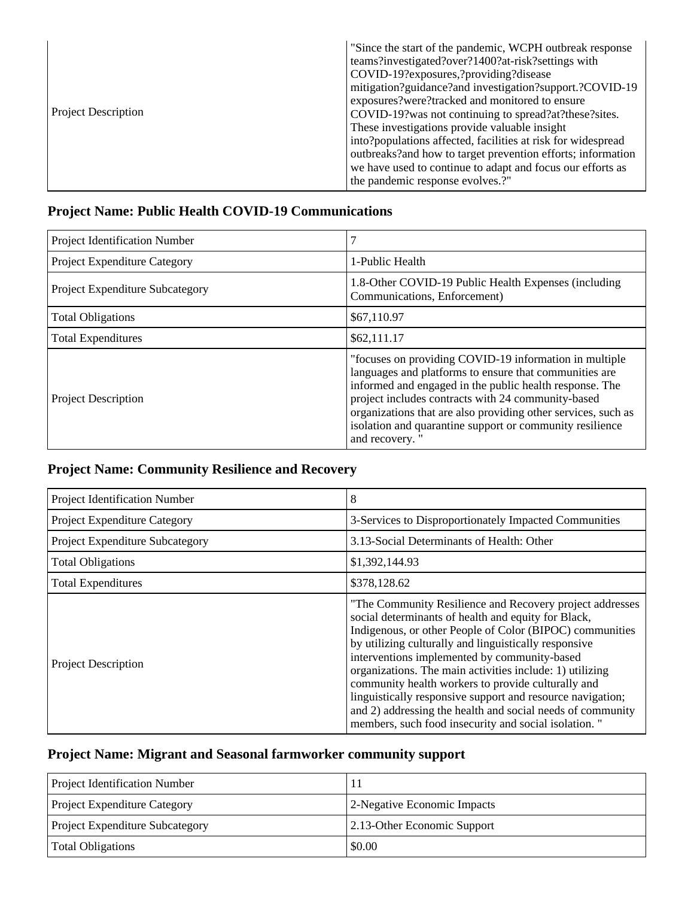| Project Description | "Since the start of the pandemic, WCPH outbreak response teams?investigated?over?1400?at-risk?settings with COVID-19?exposures,?providing?disease mitigation?guidance?and investigation?support.?COVID-19 exposures?were?tracked and monitored to ensure COVID-19?was not continuing to spread?at?these?sites. These investigations provide valuable insight into?populations affected, facilities at risk for widespread outbreaks?and how to target prevention efforts; information we have used to continue to adapt and focus our efforts as the pandemic response evolves.?" |
|---|---|

## Project Name: Public Health COVID-19 Communications

| Project Identification Number | 7 |
|---|---|
| Project Expenditure Category | 1-Public Health |
| Project Expenditure Subcategory | 1.8-Other COVID-19 Public Health Expenses (including Communications, Enforcement) |
| Total Obligations | $67,110.97 |
| Total Expenditures | $62,111.17 |
| Project Description | "focuses on providing COVID-19 information in multiple languages and platforms to ensure that communities are informed and engaged in the public health response. The project includes contracts with 24 community-based organizations that are also providing other services, such as isolation and quarantine support or community resilience and recovery. " |

## Project Name: Community Resilience and Recovery

| Project Identification Number | 8 |
|---|---|
| Project Expenditure Category | 3-Services to Disproportionately Impacted Communities |
| Project Expenditure Subcategory | 3.13-Social Determinants of Health: Other |
| Total Obligations | $1,392,144.93 |
| Total Expenditures | $378,128.62 |
| Project Description | "The Community Resilience and Recovery project addresses social determinants of health and equity for Black, Indigenous, or other People of Color (BIPOC) communities by utilizing culturally and linguistically responsive interventions implemented by community-based organizations. The main activities include: 1) utilizing community health workers to provide culturally and linguistically responsive support and resource navigation; and 2) addressing the health and social needs of community members, such food insecurity and social isolation. " |

## Project Name: Migrant and Seasonal farmworker community support

| Project Identification Number | 11 |
|---|---|
| Project Expenditure Category | 2-Negative Economic Impacts |
| Project Expenditure Subcategory | 2.13-Other Economic Support |
| Total Obligations | $0.00 |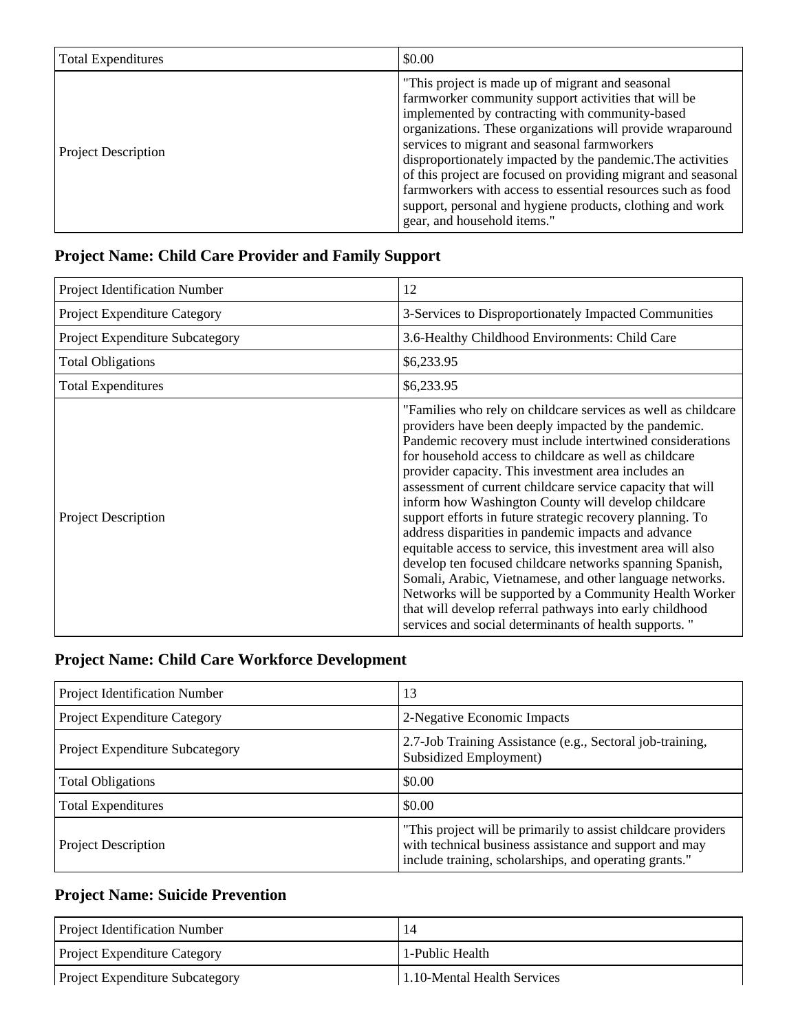| Total Expenditures | $0.00 |
| --- | --- |
| Project Description | "This project is made up of migrant and seasonal farmworker community support activities that will be implemented by contracting with community-based organizations. These organizations will provide wraparound services to migrant and seasonal farmworkers disproportionately impacted by the pandemic.The activities of this project are focused on providing migrant and seasonal farmworkers with access to essential resources such as food support, personal and hygiene products, clothing and work gear, and household items." |

### Project Name: Child Care Provider and Family Support

| Project Identification Number | 12 |
| --- | --- |
| Project Expenditure Category | 3-Services to Disproportionately Impacted Communities |
| Project Expenditure Subcategory | 3.6-Healthy Childhood Environments: Child Care |
| Total Obligations | $6,233.95 |
| Total Expenditures | $6,233.95 |
| Project Description | "Families who rely on childcare services as well as childcare providers have been deeply impacted by the pandemic. Pandemic recovery must include intertwined considerations for household access to childcare as well as childcare provider capacity. This investment area includes an assessment of current childcare service capacity that will inform how Washington County will develop childcare support efforts in future strategic recovery planning. To address disparities in pandemic impacts and advance equitable access to service, this investment area will also develop ten focused childcare networks spanning Spanish, Somali, Arabic, Vietnamese, and other language networks. Networks will be supported by a Community Health Worker that will develop referral pathways into early childhood services and social determinants of health supports. " |

### Project Name: Child Care Workforce Development

| Project Identification Number | 13 |
| --- | --- |
| Project Expenditure Category | 2-Negative Economic Impacts |
| Project Expenditure Subcategory | 2.7-Job Training Assistance (e.g., Sectoral job-training, Subsidized Employment) |
| Total Obligations | $0.00 |
| Total Expenditures | $0.00 |
| Project Description | "This project will be primarily to assist childcare providers with technical business assistance and support and may include training, scholarships, and operating grants." |

### Project Name: Suicide Prevention

| Project Identification Number | 14 |
| --- | --- |
| Project Expenditure Category | 1-Public Health |
| Project Expenditure Subcategory | 1.10-Mental Health Services |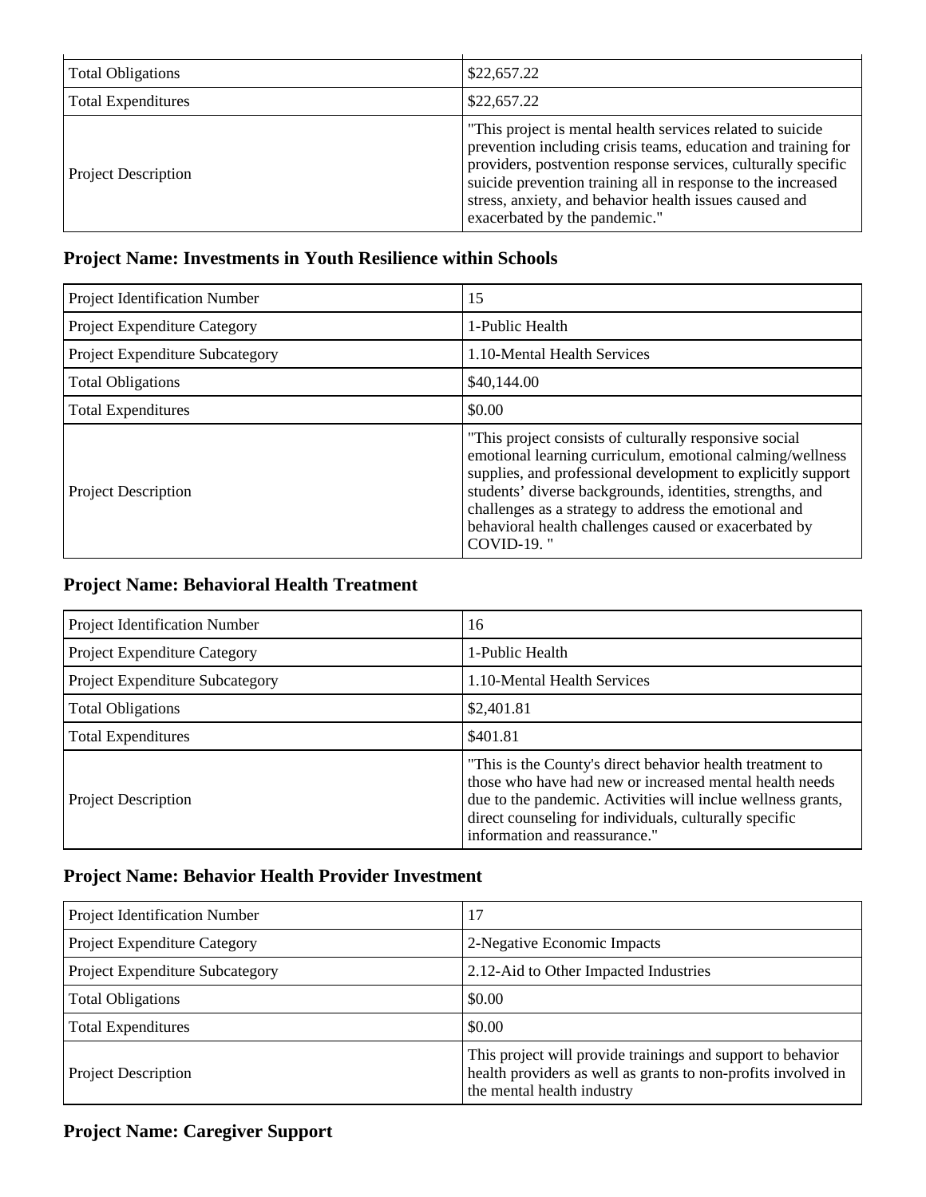| | |
|---|---|
| Total Obligations | $22,657.22 |
| Total Expenditures | $22,657.22 |
| Project Description | "This project is mental health services related to suicide prevention including crisis teams, education and training for providers, postvention response services, culturally specific suicide prevention training all in response to the increased stress, anxiety, and behavior health issues caused and exacerbated by the pandemic." |

### Project Name: Investments in Youth Resilience within Schools

| | |
|---|---|
| Project Identification Number | 15 |
| Project Expenditure Category | 1-Public Health |
| Project Expenditure Subcategory | 1.10-Mental Health Services |
| Total Obligations | $40,144.00 |
| Total Expenditures | $0.00 |
| Project Description | "This project consists of culturally responsive social emotional learning curriculum, emotional calming/wellness supplies, and professional development to explicitly support students' diverse backgrounds, identities, strengths, and challenges as a strategy to address the emotional and behavioral health challenges caused or exacerbated by COVID-19. " |

### Project Name: Behavioral Health Treatment

| | |
|---|---|
| Project Identification Number | 16 |
| Project Expenditure Category | 1-Public Health |
| Project Expenditure Subcategory | 1.10-Mental Health Services |
| Total Obligations | $2,401.81 |
| Total Expenditures | $401.81 |
| Project Description | "This is the County's direct behavior health treatment to those who have had new or increased mental health needs due to the pandemic. Activities will inclue wellness grants, direct counseling for individuals, culturally specific information and reassurance." |

### Project Name: Behavior Health Provider Investment

| | |
|---|---|
| Project Identification Number | 17 |
| Project Expenditure Category | 2-Negative Economic Impacts |
| Project Expenditure Subcategory | 2.12-Aid to Other Impacted Industries |
| Total Obligations | $0.00 |
| Total Expenditures | $0.00 |
| Project Description | This project will provide trainings and support to behavior health providers as well as grants to non-profits involved in the mental health industry |

### Project Name: Caregiver Support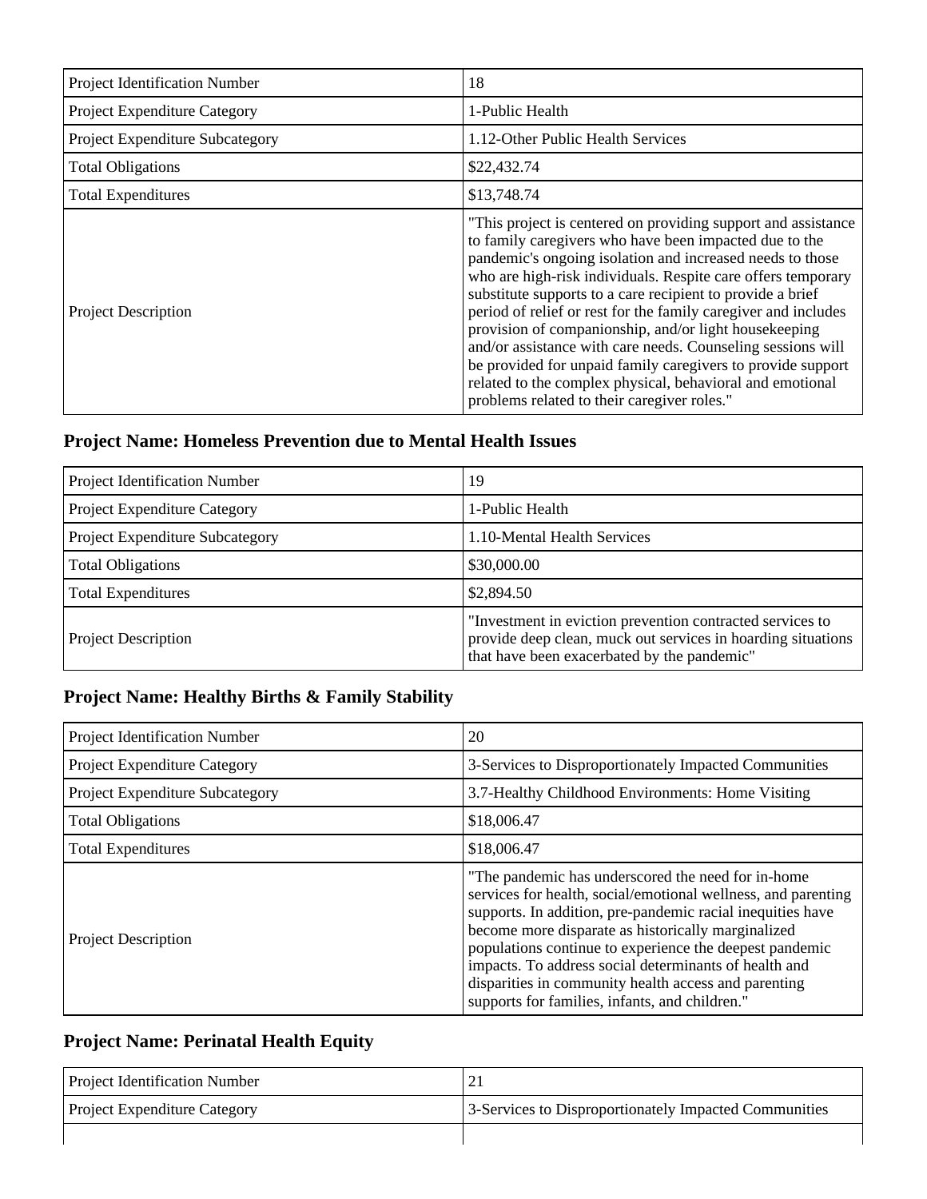| Project Identification Number | 18 |
| --- | --- |
| Project Expenditure Category | 1-Public Health |
| Project Expenditure Subcategory | 1.12-Other Public Health Services |
| Total Obligations | $22,432.74 |
| Total Expenditures | $13,748.74 |
| Project Description | "This project is centered on providing support and assistance to family caregivers who have been impacted due to the pandemic's ongoing isolation and increased needs to those who are high-risk individuals. Respite care offers temporary substitute supports to a care recipient to provide a brief period of relief or rest for the family caregiver and includes provision of companionship, and/or light housekeeping and/or assistance with care needs. Counseling sessions will be provided for unpaid family caregivers to provide support related to the complex physical, behavioral and emotional problems related to their caregiver roles." |

## Project Name: Homeless Prevention due to Mental Health Issues

| Project Identification Number | 19 |
| --- | --- |
| Project Expenditure Category | 1-Public Health |
| Project Expenditure Subcategory | 1.10-Mental Health Services |
| Total Obligations | $30,000.00 |
| Total Expenditures | $2,894.50 |
| Project Description | "Investment in eviction prevention contracted services to provide deep clean, muck out services in hoarding situations that have been exacerbated by the pandemic" |

## Project Name: Healthy Births & Family Stability

| Project Identification Number | 20 |
| --- | --- |
| Project Expenditure Category | 3-Services to Disproportionately Impacted Communities |
| Project Expenditure Subcategory | 3.7-Healthy Childhood Environments: Home Visiting |
| Total Obligations | $18,006.47 |
| Total Expenditures | $18,006.47 |
| Project Description | "The pandemic has underscored the need for in-home services for health, social/emotional wellness, and parenting supports. In addition, pre-pandemic racial inequities have become more disparate as historically marginalized populations continue to experience the deepest pandemic impacts. To address social determinants of health and disparities in community health access and parenting supports for families, infants, and children." |

## Project Name: Perinatal Health Equity

| Project Identification Number | 21 |
| --- | --- |
| Project Expenditure Category | 3-Services to Disproportionately Impacted Communities |
| | |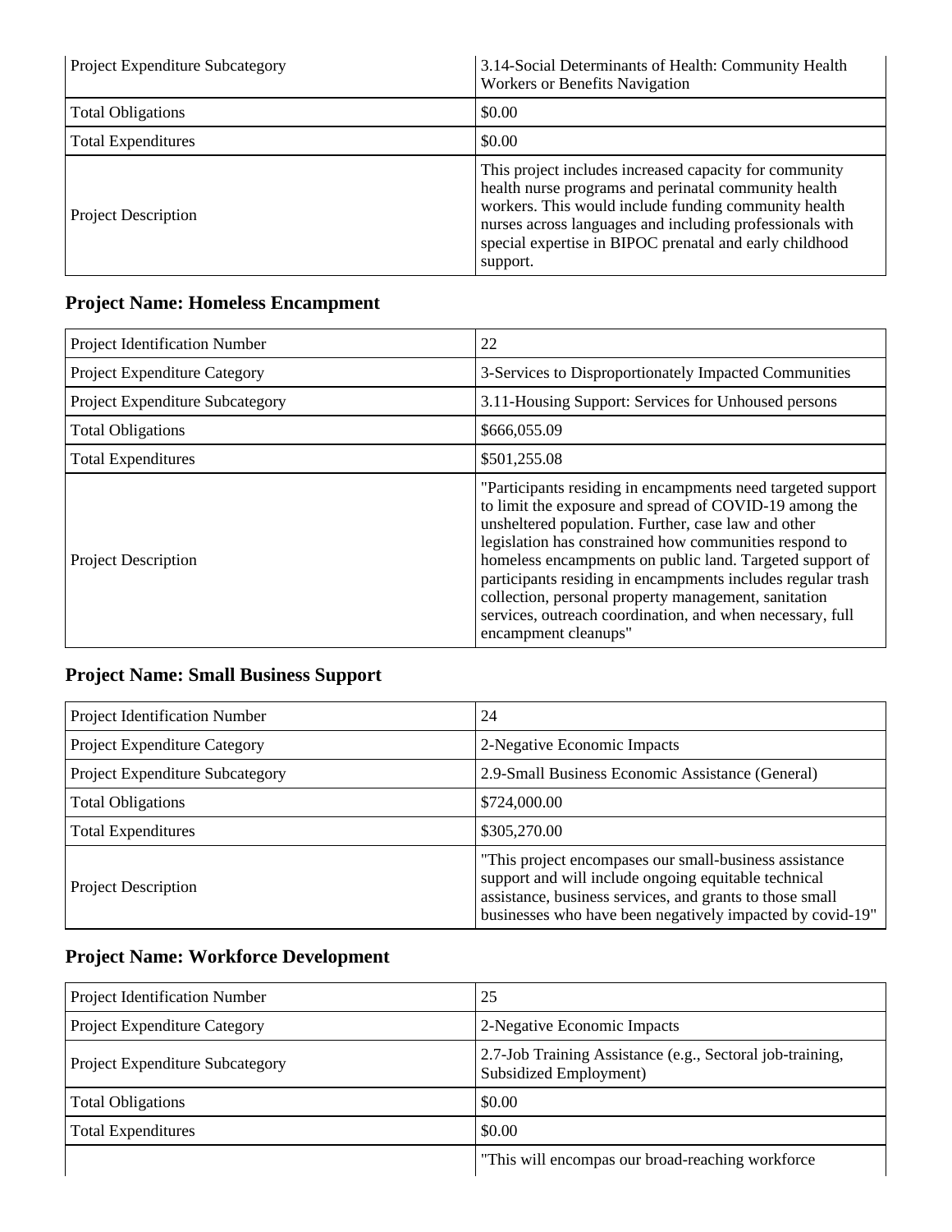| Project Expenditure Subcategory | 3.14-Social Determinants of Health: Community Health Workers or Benefits Navigation |
|---|---|
| Total Obligations | $0.00 |
| Total Expenditures | $0.00 |
| Project Description | This project includes increased capacity for community health nurse programs and perinatal community health workers. This would include funding community health nurses across languages and including professionals with special expertise in BIPOC prenatal and early childhood support. |

## Project Name: Homeless Encampment

| Project Identification Number | 22 |
|---|---|
| Project Expenditure Category | 3-Services to Disproportionately Impacted Communities |
| Project Expenditure Subcategory | 3.11-Housing Support: Services for Unhoused persons |
| Total Obligations | $666,055.09 |
| Total Expenditures | $501,255.08 |
| Project Description | "Participants residing in encampments need targeted support to limit the exposure and spread of COVID-19 among the unsheltered population. Further, case law and other legislation has constrained how communities respond to homeless encampments on public land. Targeted support of participants residing in encampments includes regular trash collection, personal property management, sanitation services, outreach coordination, and when necessary, full encampment cleanups" |

## Project Name: Small Business Support

| Project Identification Number | 24 |
|---|---|
| Project Expenditure Category | 2-Negative Economic Impacts |
| Project Expenditure Subcategory | 2.9-Small Business Economic Assistance (General) |
| Total Obligations | $724,000.00 |
| Total Expenditures | $305,270.00 |
| Project Description | "This project encompases our small-business assistance support and will include ongoing equitable technical assistance, business services, and grants to those small businesses who have been negatively impacted by covid-19" |

## Project Name: Workforce Development

| Project Identification Number | 25 |
|---|---|
| Project Expenditure Category | 2-Negative Economic Impacts |
| Project Expenditure Subcategory | 2.7-Job Training Assistance (e.g., Sectoral job-training, Subsidized Employment) |
| Total Obligations | $0.00 |
| Total Expenditures | $0.00 |
| | "This will encompas our broad-reaching workforce |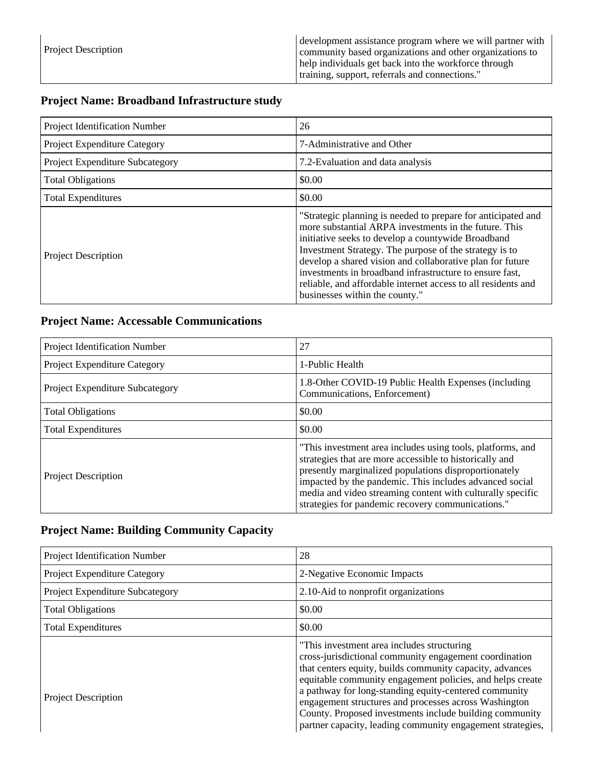| Project Description | development assistance program where we will partner with community based organizations and other organizations to help individuals get back into the workforce through training, support, referrals and connections." |
| --- | --- |

### Project Name: Broadband Infrastructure study

| Project Identification Number | 26 |
| --- | --- |
| Project Expenditure Category | 7-Administrative and Other |
| Project Expenditure Subcategory | 7.2-Evaluation and data analysis |
| Total Obligations | $0.00 |
| Total Expenditures | $0.00 |
| Project Description | "Strategic planning is needed to prepare for anticipated and more substantial ARPA investments in the future. This initiative seeks to develop a countywide Broadband Investment Strategy. The purpose of the strategy is to develop a shared vision and collaborative plan for future investments in broadband infrastructure to ensure fast, reliable, and affordable internet access to all residents and businesses within the county." |

### Project Name: Accessable Communications

| Project Identification Number | 27 |
| --- | --- |
| Project Expenditure Category | 1-Public Health |
| Project Expenditure Subcategory | 1.8-Other COVID-19 Public Health Expenses (including Communications, Enforcement) |
| Total Obligations | $0.00 |
| Total Expenditures | $0.00 |
| Project Description | "This investment area includes using tools, platforms, and strategies that are more accessible to historically and presently marginalized populations disproportionately impacted by the pandemic. This includes advanced social media and video streaming content with culturally specific strategies for pandemic recovery communications." |

### Project Name: Building Community Capacity

| Project Identification Number | 28 |
| --- | --- |
| Project Expenditure Category | 2-Negative Economic Impacts |
| Project Expenditure Subcategory | 2.10-Aid to nonprofit organizations |
| Total Obligations | $0.00 |
| Total Expenditures | $0.00 |
| Project Description | "This investment area includes structuring cross-jurisdictional community engagement coordination that centers equity, builds community capacity, advances equitable community engagement policies, and helps create a pathway for long-standing equity-centered community engagement structures and processes across Washington County. Proposed investments include building community partner capacity, leading community engagement strategies, |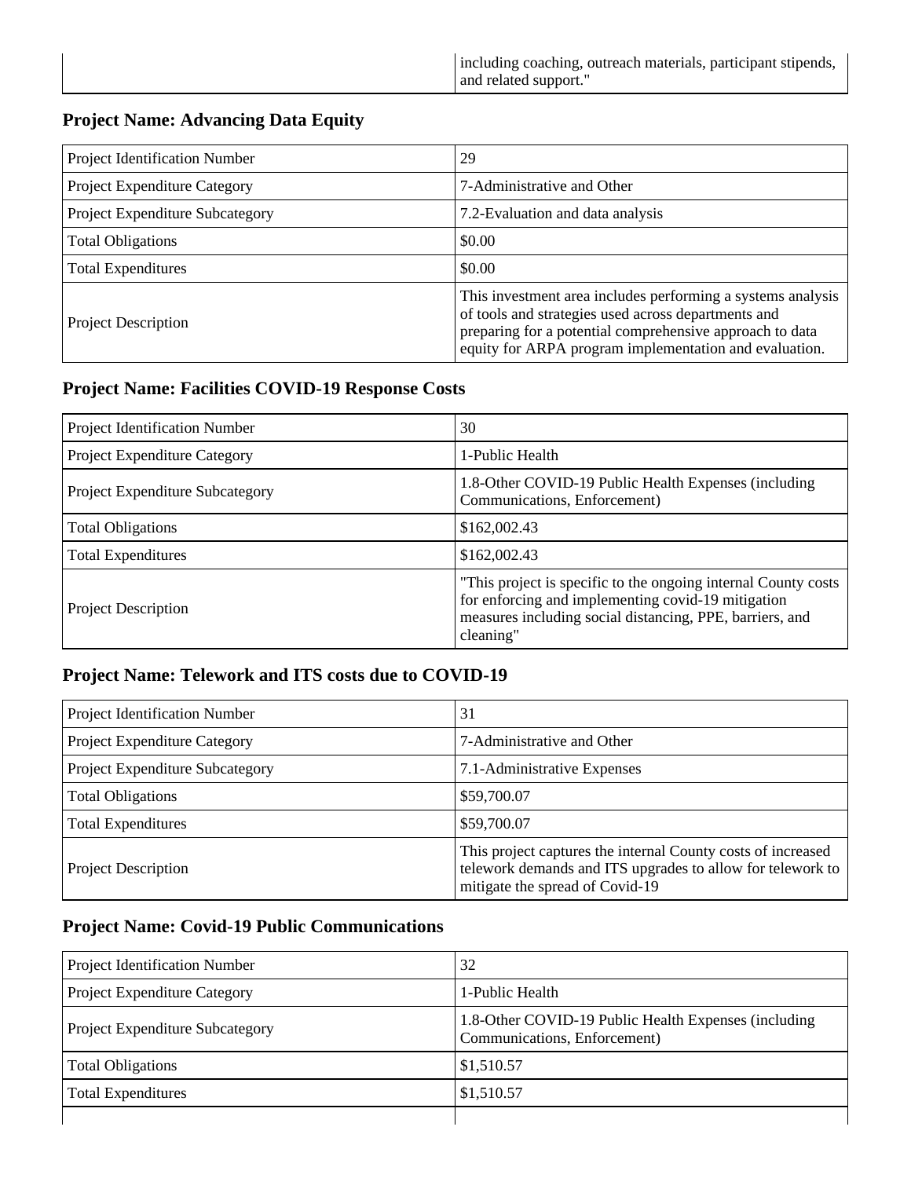| | including coaching, outreach materials, participant stipends, and related support." |
|---|---|

## Project Name: Advancing Data Equity

| | |
|---|---|
| Project Identification Number | 29 |
| Project Expenditure Category | 7-Administrative and Other |
| Project Expenditure Subcategory | 7.2-Evaluation and data analysis |
| Total Obligations | $0.00 |
| Total Expenditures | $0.00 |
| Project Description | This investment area includes performing a systems analysis of tools and strategies used across departments and preparing for a potential comprehensive approach to data equity for ARPA program implementation and evaluation. |

## Project Name: Facilities COVID-19 Response Costs

| | |
|---|---|
| Project Identification Number | 30 |
| Project Expenditure Category | 1-Public Health |
| Project Expenditure Subcategory | 1.8-Other COVID-19 Public Health Expenses (including Communications, Enforcement) |
| Total Obligations | $162,002.43 |
| Total Expenditures | $162,002.43 |
| Project Description | "This project is specific to the ongoing internal County costs for enforcing and implementing covid-19 mitigation measures including social distancing, PPE, barriers, and cleaning" |

## Project Name: Telework and ITS costs due to COVID-19

| | |
|---|---|
| Project Identification Number | 31 |
| Project Expenditure Category | 7-Administrative and Other |
| Project Expenditure Subcategory | 7.1-Administrative Expenses |
| Total Obligations | $59,700.07 |
| Total Expenditures | $59,700.07 |
| Project Description | This project captures the internal County costs of increased telework demands and ITS upgrades to allow for telework to mitigate the spread of Covid-19 |

## Project Name: Covid-19 Public Communications

| | |
|---|---|
| Project Identification Number | 32 |
| Project Expenditure Category | 1-Public Health |
| Project Expenditure Subcategory | 1.8-Other COVID-19 Public Health Expenses (including Communications, Enforcement) |
| Total Obligations | $1,510.57 |
| Total Expenditures | $1,510.57 |
| | |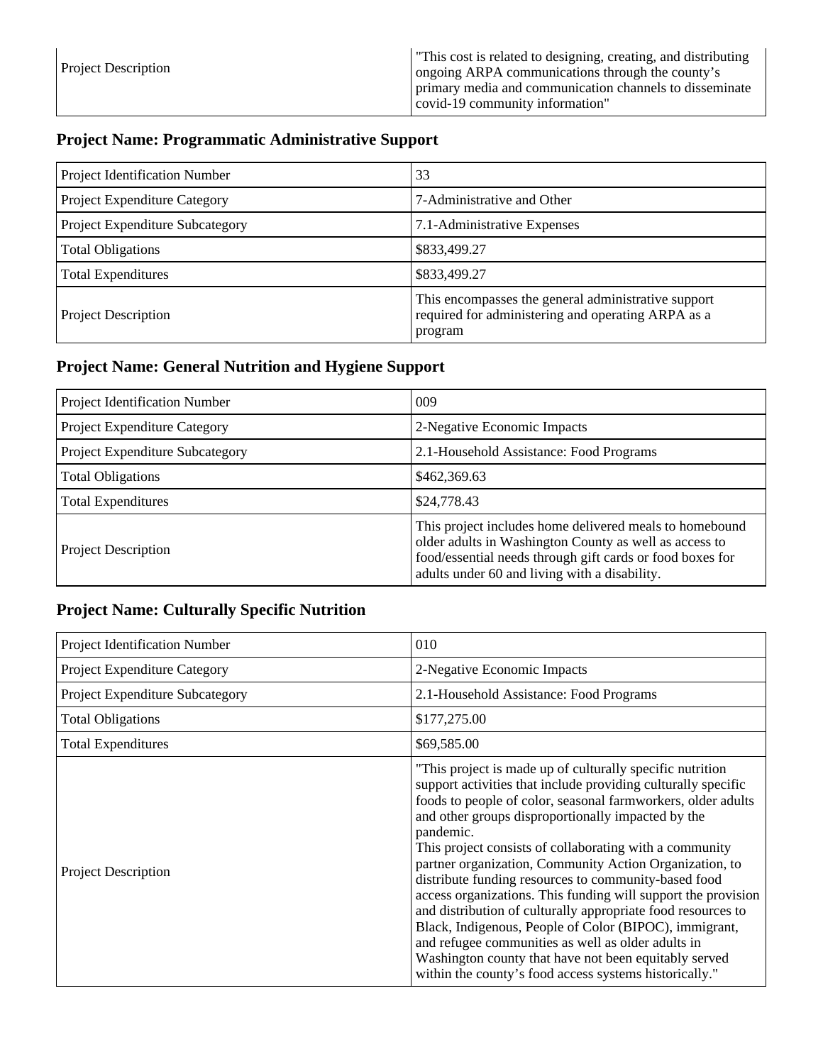| Project Description | "This cost is related to designing, creating, and distributing ongoing ARPA communications through the county's primary media and communication channels to disseminate covid-19 community information" |
|---|---|

### Project Name: Programmatic Administrative Support

| Project Identification Number | 33 |
|---|---|
| Project Expenditure Category | 7-Administrative and Other |
| Project Expenditure Subcategory | 7.1-Administrative Expenses |
| Total Obligations | $833,499.27 |
| Total Expenditures | $833,499.27 |
| Project Description | This encompasses the general administrative support required for administering and operating ARPA as a program |

### Project Name: General Nutrition and Hygiene Support

| Project Identification Number | 009 |
|---|---|
| Project Expenditure Category | 2-Negative Economic Impacts |
| Project Expenditure Subcategory | 2.1-Household Assistance: Food Programs |
| Total Obligations | $462,369.63 |
| Total Expenditures | $24,778.43 |
| Project Description | This project includes home delivered meals to homebound older adults in Washington County as well as access to food/essential needs through gift cards or food boxes for adults under 60 and living with a disability. |

### Project Name: Culturally Specific Nutrition

| Project Identification Number | 010 |
|---|---|
| Project Expenditure Category | 2-Negative Economic Impacts |
| Project Expenditure Subcategory | 2.1-Household Assistance: Food Programs |
| Total Obligations | $177,275.00 |
| Total Expenditures | $69,585.00 |
| Project Description | "This project is made up of culturally specific nutrition support activities that include providing culturally specific foods to people of color, seasonal farmworkers, older adults and other groups disproportionally impacted by the pandemic. This project consists of collaborating with a community partner organization, Community Action Organization, to distribute funding resources to community-based food access organizations. This funding will support the provision and distribution of culturally appropriate food resources to Black, Indigenous, People of Color (BIPOC), immigrant, and refugee communities as well as older adults in Washington county that have not been equitably served within the county's food access systems historically." |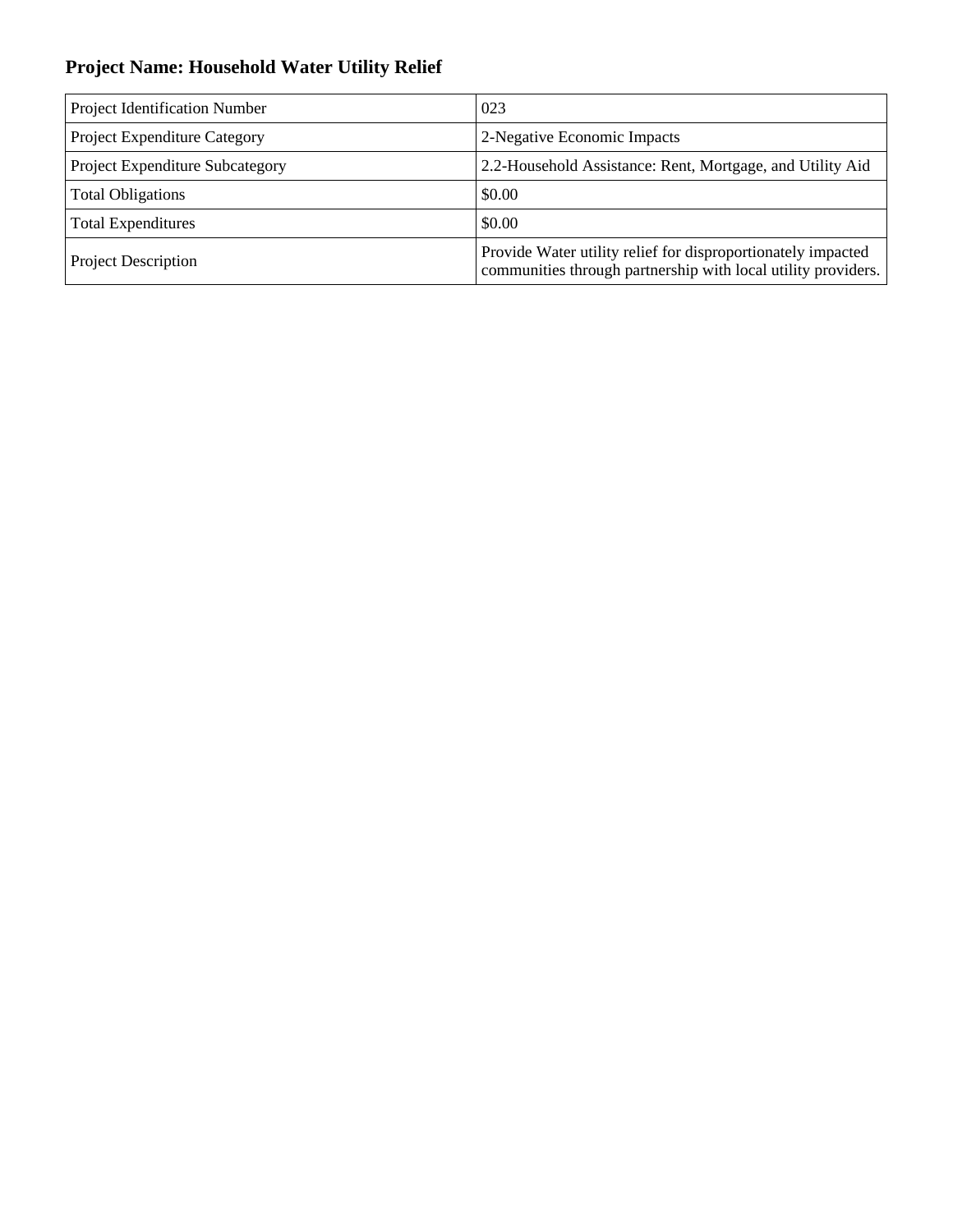### Project Name: Household Water Utility Relief

| Project Identification Number | 023 |
|---|---|
| Project Expenditure Category | 2-Negative Economic Impacts |
| Project Expenditure Subcategory | 2.2-Household Assistance: Rent, Mortgage, and Utility Aid |
| Total Obligations | $0.00 |
| Total Expenditures | $0.00 |
| Project Description | Provide Water utility relief for disproportionately impacted communities through partnership with local utility providers. |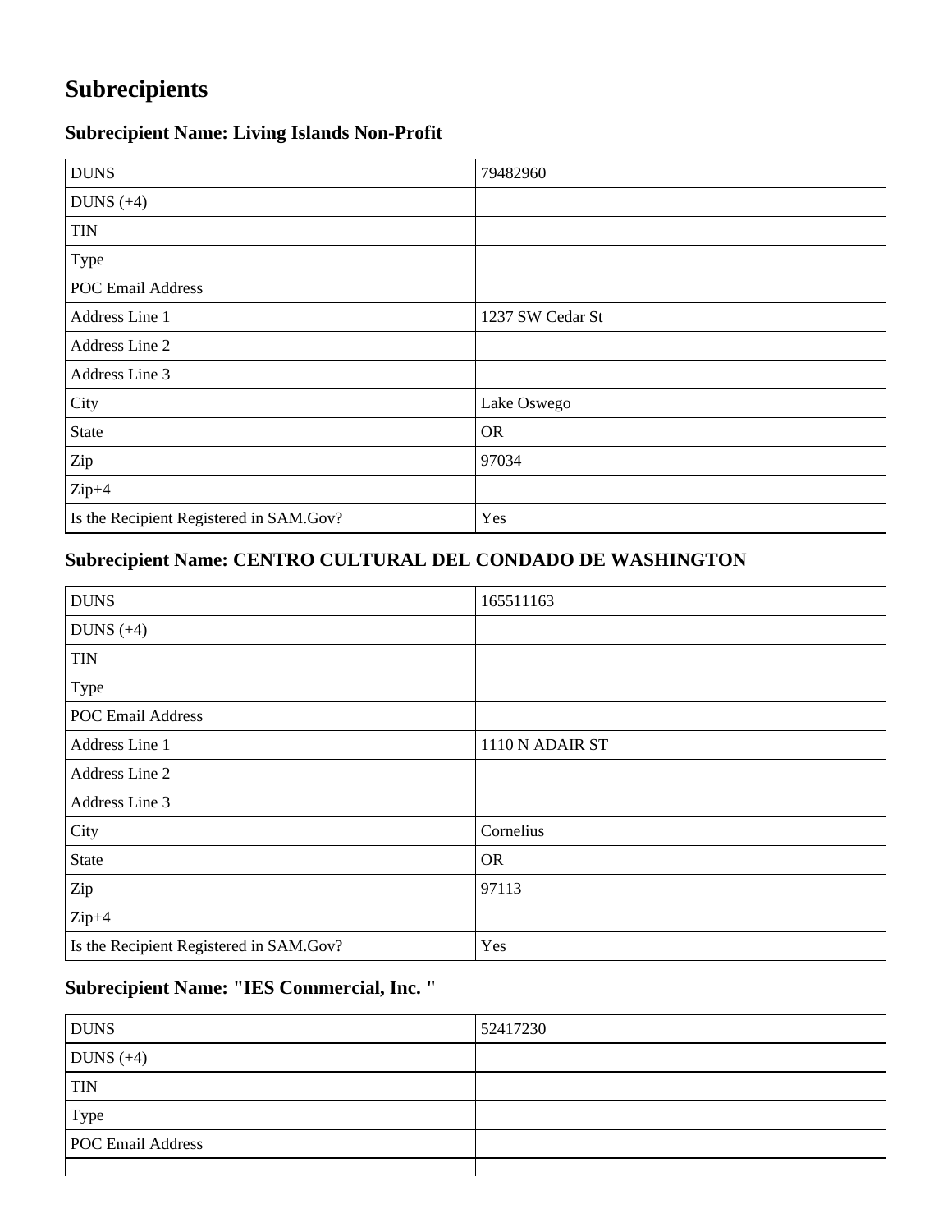# Subrecipients

## Subrecipient Name: Living Islands Non-Profit

| | |
|---|---|
| DUNS | 79482960 |
| DUNS (+4) | |
| TIN | |
| Type | |
| POC Email Address | |
| Address Line 1 | 1237 SW Cedar St |
| Address Line 2 | |
| Address Line 3 | |
| City | Lake Oswego |
| State | OR |
| Zip | 97034 |
| Zip+4 | |
| Is the Recipient Registered in SAM.Gov? | Yes |

## Subrecipient Name: CENTRO CULTURAL DEL CONDADO DE WASHINGTON

| | |
|---|---|
| DUNS | 165511163 |
| DUNS (+4) | |
| TIN | |
| Type | |
| POC Email Address | |
| Address Line 1 | 1110 N ADAIR ST |
| Address Line 2 | |
| Address Line 3 | |
| City | Cornelius |
| State | OR |
| Zip | 97113 |
| Zip+4 | |
| Is the Recipient Registered in SAM.Gov? | Yes |

## Subrecipient Name: "IES Commercial, Inc. "

| | |
|---|---|
| DUNS | 52417230 |
| DUNS (+4) | |
| TIN | |
| Type | |
| POC Email Address | |
| | |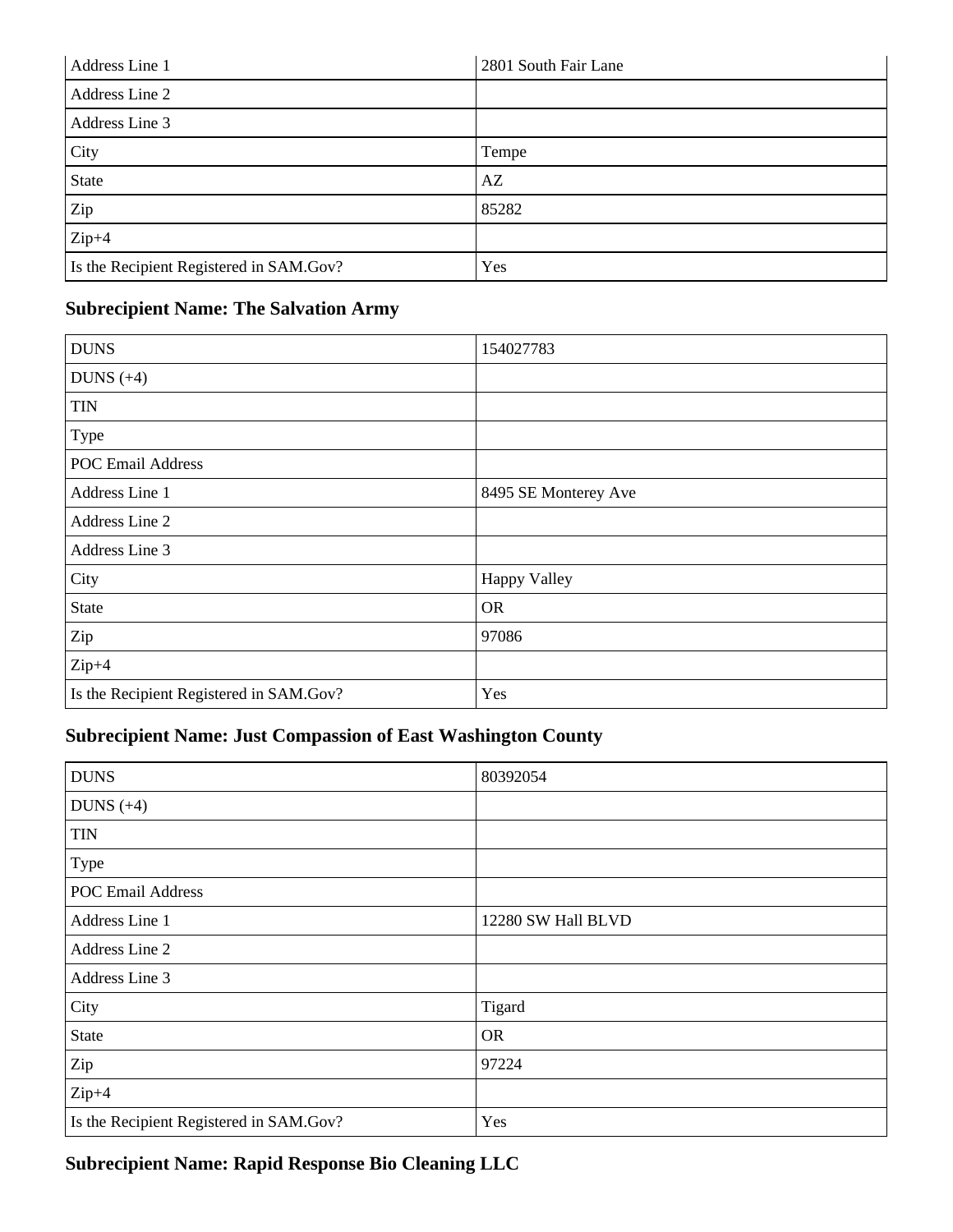| Address Line 1 | 2801 South Fair Lane |
|---|---|
| Address Line 2 | |
| Address Line 3 | |
| City | Tempe |
| State | AZ |
| Zip | 85282 |
| Zip+4 | |
| Is the Recipient Registered in SAM.Gov? | Yes |

### Subrecipient Name: The Salvation Army

| DUNS | 154027783 |
|---|---|
| DUNS (+4) | |
| TIN | |
| Type | |
| POC Email Address | |
| Address Line 1 | 8495 SE Monterey Ave |
| Address Line 2 | |
| Address Line 3 | |
| City | Happy Valley |
| State | OR |
| Zip | 97086 |
| Zip+4 | |
| Is the Recipient Registered in SAM.Gov? | Yes |

### Subrecipient Name: Just Compassion of East Washington County

| DUNS | 80392054 |
|---|---|
| DUNS (+4) | |
| TIN | |
| Type | |
| POC Email Address | |
| Address Line 1 | 12280 SW Hall BLVD |
| Address Line 2 | |
| Address Line 3 | |
| City | Tigard |
| State | OR |
| Zip | 97224 |
| Zip+4 | |
| Is the Recipient Registered in SAM.Gov? | Yes |

### Subrecipient Name: Rapid Response Bio Cleaning LLC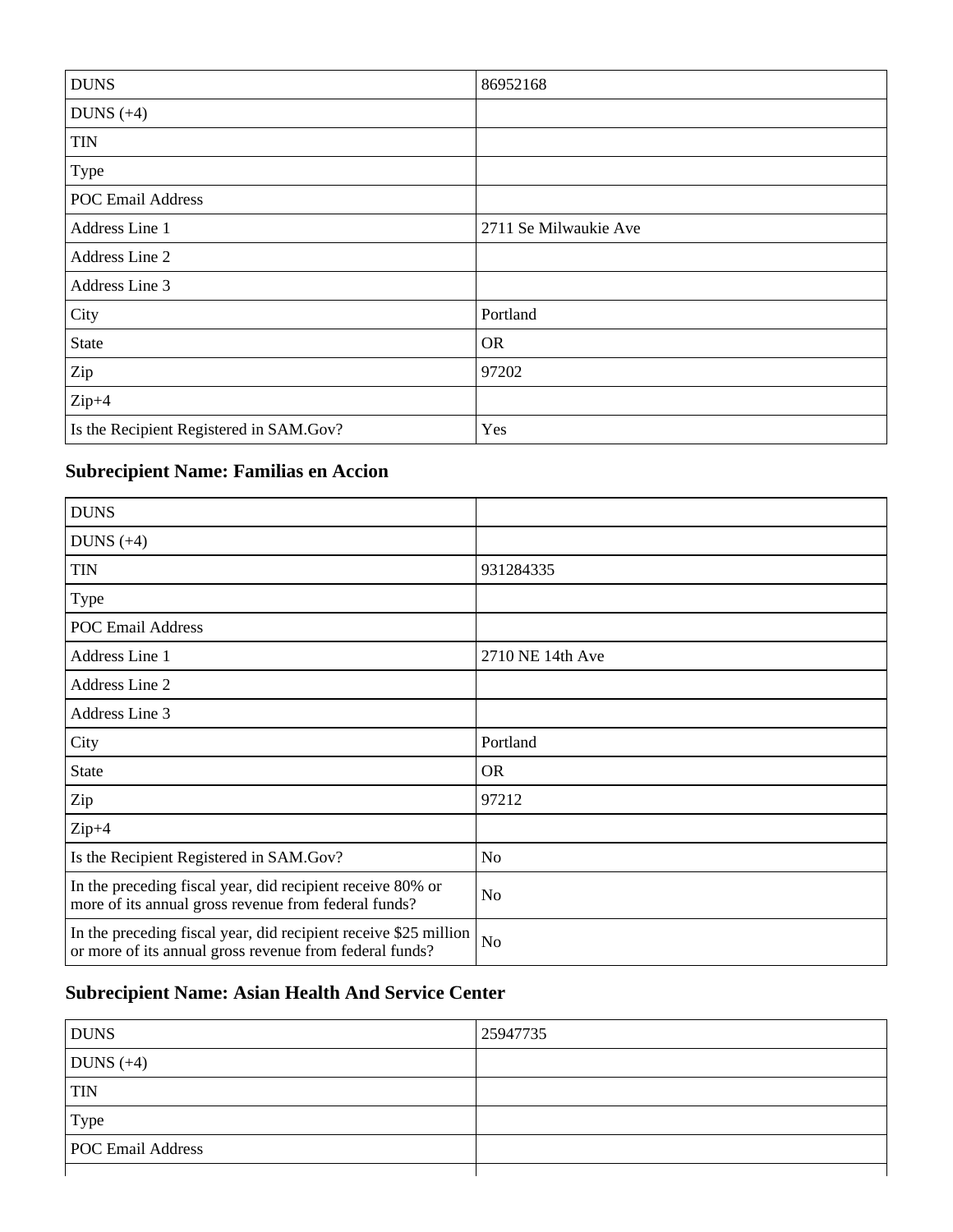| | |
|---|---|
| DUNS | 86952168 |
| DUNS (+4) | |
| TIN | |
| Type | |
| POC Email Address | |
| Address Line 1 | 2711 Se Milwaukie Ave |
| Address Line 2 | |
| Address Line 3 | |
| City | Portland |
| State | OR |
| Zip | 97202 |
| Zip+4 | |
| Is the Recipient Registered in SAM.Gov? | Yes |

### Subrecipient Name: Familias en Accion

| | |
|---|---|
| DUNS | |
| DUNS (+4) | |
| TIN | 931284335 |
| Type | |
| POC Email Address | |
| Address Line 1 | 2710 NE 14th Ave |
| Address Line 2 | |
| Address Line 3 | |
| City | Portland |
| State | OR |
| Zip | 97212 |
| Zip+4 | |
| Is the Recipient Registered in SAM.Gov? | No |
| In the preceding fiscal year, did recipient receive 80% or more of its annual gross revenue from federal funds? | No |
| In the preceding fiscal year, did recipient receive $25 million or more of its annual gross revenue from federal funds? | No |

### Subrecipient Name: Asian Health And Service Center

| | |
|---|---|
| DUNS | 25947735 |
| DUNS (+4) | |
| TIN | |
| Type | |
| POC Email Address | |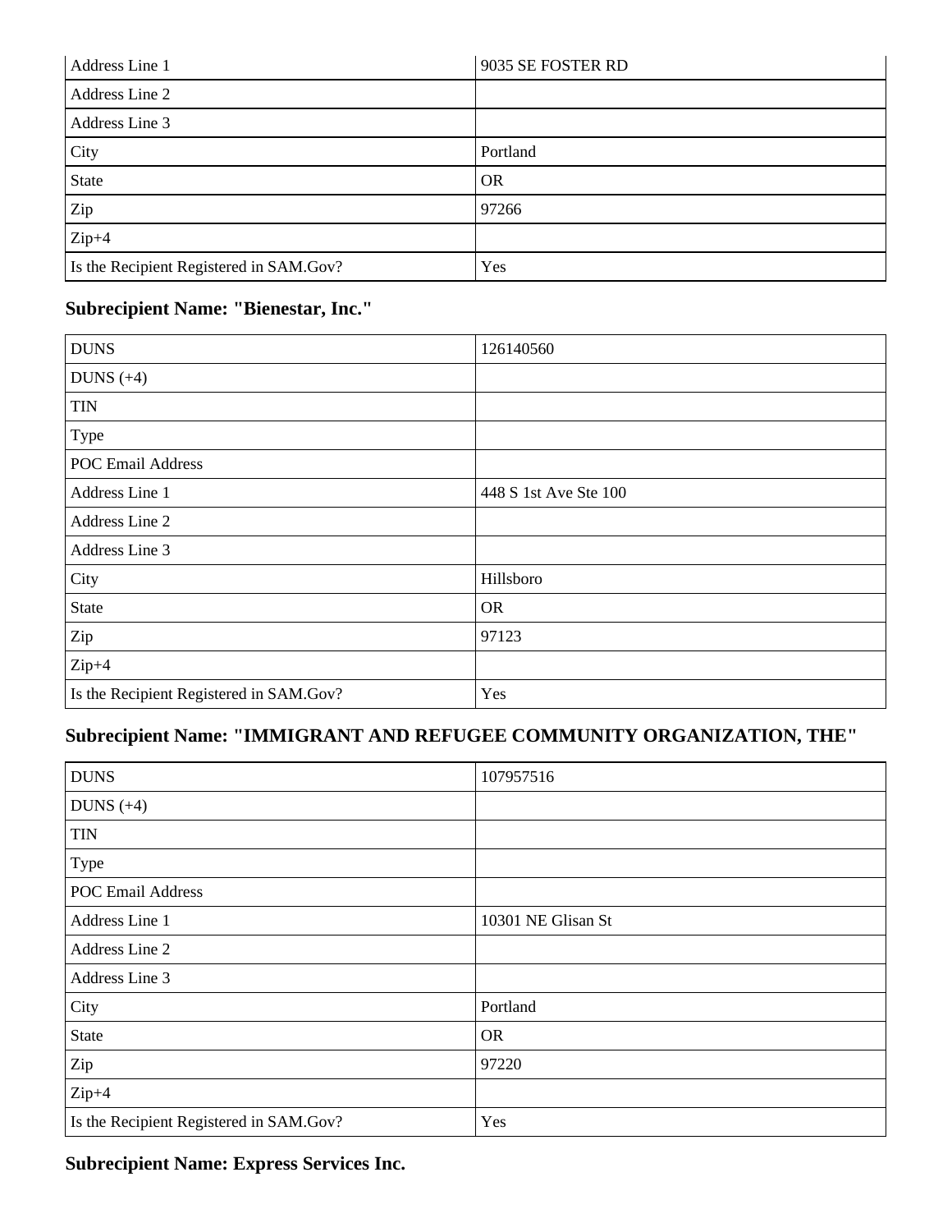| | |
|---|---|
| Address Line 1 | 9035 SE FOSTER RD |
| Address Line 2 | |
| Address Line 3 | |
| City | Portland |
| State | OR |
| Zip | 97266 |
| Zip+4 | |
| Is the Recipient Registered in SAM.Gov? | Yes |

### Subrecipient Name: "Bienestar, Inc."

| | |
|---|---|
| DUNS | 126140560 |
| DUNS (+4) | |
| TIN | |
| Type | |
| POC Email Address | |
| Address Line 1 | 448 S 1st Ave Ste 100 |
| Address Line 2 | |
| Address Line 3 | |
| City | Hillsboro |
| State | OR |
| Zip | 97123 |
| Zip+4 | |
| Is the Recipient Registered in SAM.Gov? | Yes |

### Subrecipient Name: "IMMIGRANT AND REFUGEE COMMUNITY ORGANIZATION, THE"

| | |
|---|---|
| DUNS | 107957516 |
| DUNS (+4) | |
| TIN | |
| Type | |
| POC Email Address | |
| Address Line 1 | 10301 NE Glisan St |
| Address Line 2 | |
| Address Line 3 | |
| City | Portland |
| State | OR |
| Zip | 97220 |
| Zip+4 | |
| Is the Recipient Registered in SAM.Gov? | Yes |

### Subrecipient Name: Express Services Inc.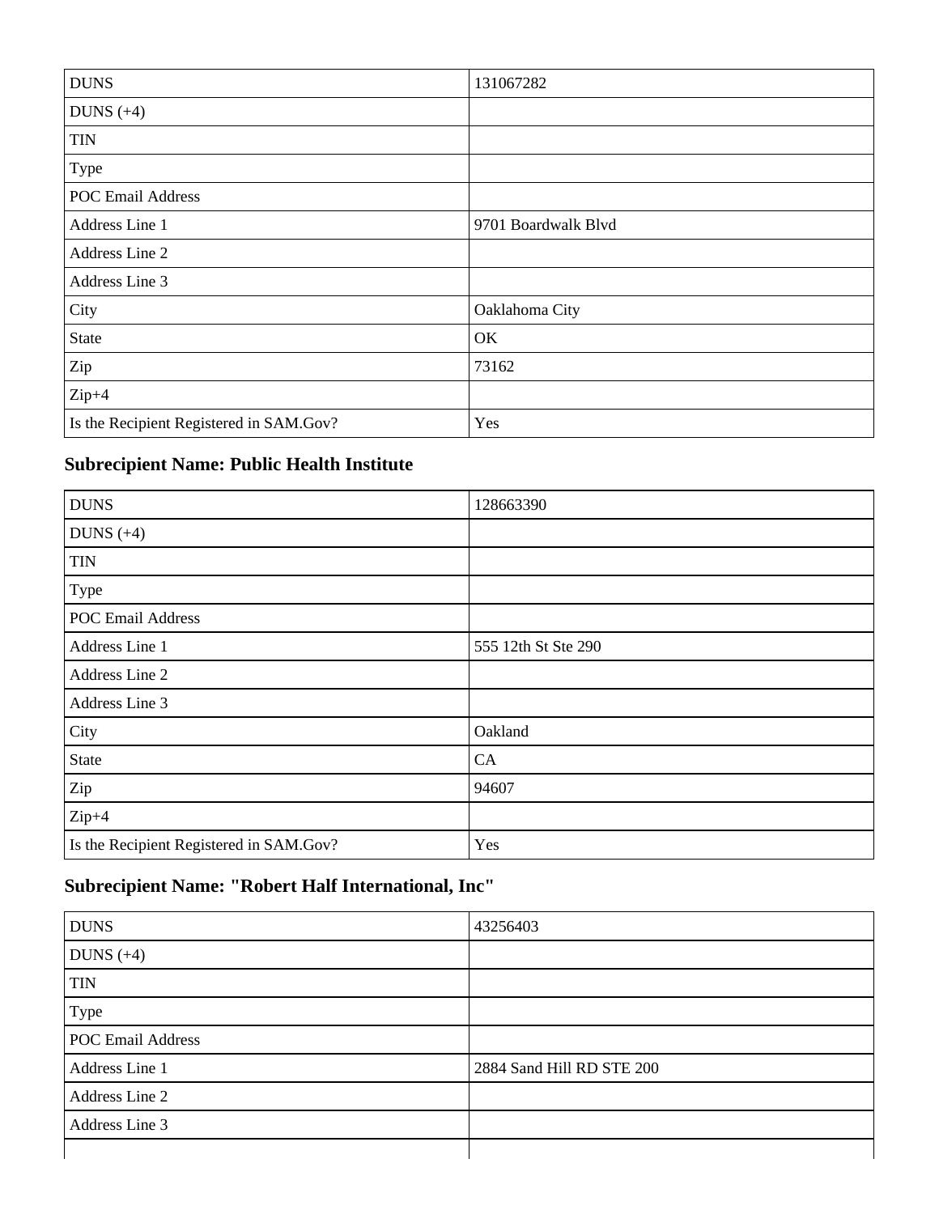| DUNS | 131067282 |
| --- | --- |
| DUNS (+4) | |
| TIN | |
| Type | |
| POC Email Address | |
| Address Line 1 | 9701 Boardwalk Blvd |
| Address Line 2 | |
| Address Line 3 | |
| City | Oaklahoma City |
| State | OK |
| Zip | 73162 |
| Zip+4 | |
| Is the Recipient Registered in SAM.Gov? | Yes |

### Subrecipient Name: Public Health Institute

| DUNS | 128663390 |
| --- | --- |
| DUNS (+4) | |
| TIN | |
| Type | |
| POC Email Address | |
| Address Line 1 | 555 12th St Ste 290 |
| Address Line 2 | |
| Address Line 3 | |
| City | Oakland |
| State | CA |
| Zip | 94607 |
| Zip+4 | |
| Is the Recipient Registered in SAM.Gov? | Yes |

### Subrecipient Name: "Robert Half International, Inc"

| DUNS | 43256403 |
| --- | --- |
| DUNS (+4) | |
| TIN | |
| Type | |
| POC Email Address | |
| Address Line 1 | 2884 Sand Hill RD STE 200 |
| Address Line 2 | |
| Address Line 3 | |
| | |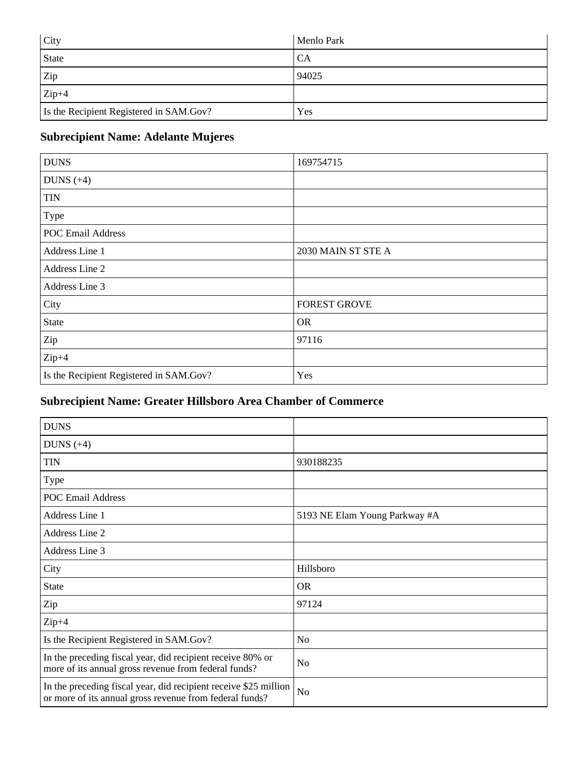| City | Menlo Park |
|---|---|
| State | CA |
| Zip | 94025 |
| Zip+4 | |
| Is the Recipient Registered in SAM.Gov? | Yes |

### Subrecipient Name: Adelante Mujeres

| DUNS | 169754715 |
|---|---|
| DUNS (+4) | |
| TIN | |
| Type | |
| POC Email Address | |
| Address Line 1 | 2030 MAIN ST STE A |
| Address Line 2 | |
| Address Line 3 | |
| City | FOREST GROVE |
| State | OR |
| Zip | 97116 |
| Zip+4 | |
| Is the Recipient Registered in SAM.Gov? | Yes |

### Subrecipient Name: Greater Hillsboro Area Chamber of Commerce

| DUNS | |
|---|---|
| DUNS (+4) | |
| TIN | 930188235 |
| Type | |
| POC Email Address | |
| Address Line 1 | 5193 NE Elam Young Parkway #A |
| Address Line 2 | |
| Address Line 3 | |
| City | Hillsboro |
| State | OR |
| Zip | 97124 |
| Zip+4 | |
| Is the Recipient Registered in SAM.Gov? | No |
| In the preceding fiscal year, did recipient receive 80% or more of its annual gross revenue from federal funds? | No |
| In the preceding fiscal year, did recipient receive $25 million or more of its annual gross revenue from federal funds? | No |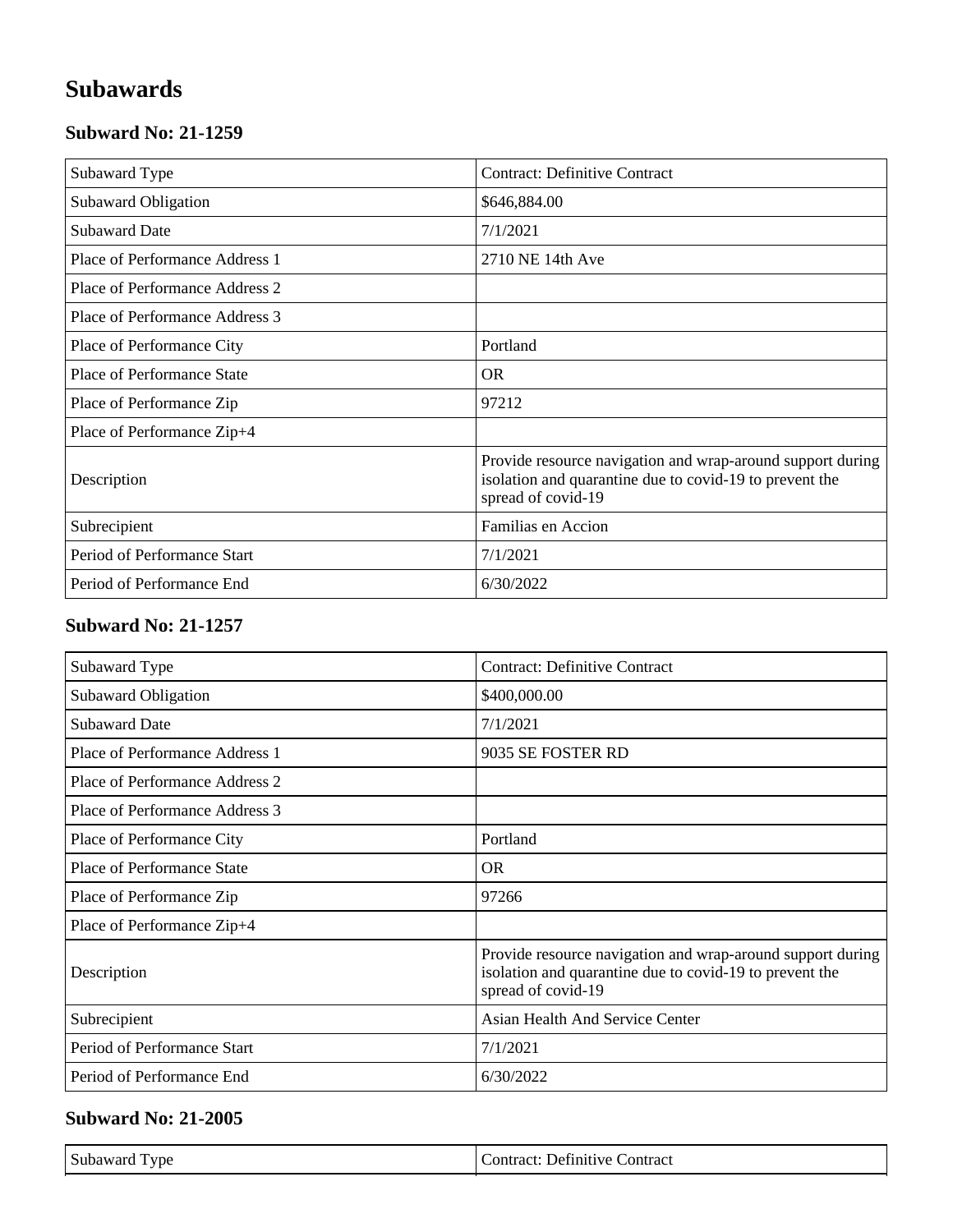## Subawards

### Subward No: 21-1259

| | |
|---|---|
| Subaward Type | Contract: Definitive Contract |
| Subaward Obligation | $646,884.00 |
| Subaward Date | 7/1/2021 |
| Place of Performance Address 1 | 2710 NE 14th Ave |
| Place of Performance Address 2 | |
| Place of Performance Address 3 | |
| Place of Performance City | Portland |
| Place of Performance State | OR |
| Place of Performance Zip | 97212 |
| Place of Performance Zip+4 | |
| Description | Provide resource navigation and wrap-around support during isolation and quarantine due to covid-19 to prevent the spread of covid-19 |
| Subrecipient | Familias en Accion |
| Period of Performance Start | 7/1/2021 |
| Period of Performance End | 6/30/2022 |

### Subward No: 21-1257

| | |
|---|---|
| Subaward Type | Contract: Definitive Contract |
| Subaward Obligation | $400,000.00 |
| Subaward Date | 7/1/2021 |
| Place of Performance Address 1 | 9035 SE FOSTER RD |
| Place of Performance Address 2 | |
| Place of Performance Address 3 | |
| Place of Performance City | Portland |
| Place of Performance State | OR |
| Place of Performance Zip | 97266 |
| Place of Performance Zip+4 | |
| Description | Provide resource navigation and wrap-around support during isolation and quarantine due to covid-19 to prevent the spread of covid-19 |
| Subrecipient | Asian Health And Service Center |
| Period of Performance Start | 7/1/2021 |
| Period of Performance End | 6/30/2022 |

### Subward No: 21-2005

| | |
|---|---|
| Subaward Type | Contract: Definitive Contract |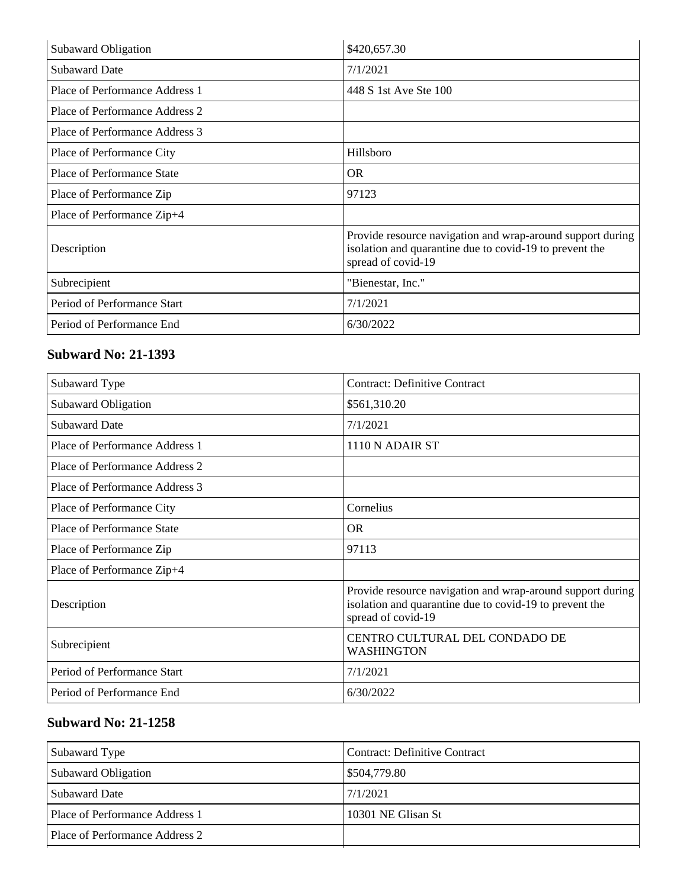| Subaward Obligation | $420,657.30 |
| --- | --- |
| Subaward Date | 7/1/2021 |
| Place of Performance Address 1 | 448 S 1st Ave Ste 100 |
| Place of Performance Address 2 | |
| Place of Performance Address 3 | |
| Place of Performance City | Hillsboro |
| Place of Performance State | OR |
| Place of Performance Zip | 97123 |
| Place of Performance Zip+4 | |
| Description | Provide resource navigation and wrap-around support during isolation and quarantine due to covid-19 to prevent the spread of covid-19 |
| Subrecipient | "Bienestar, Inc." |
| Period of Performance Start | 7/1/2021 |
| Period of Performance End | 6/30/2022 |

### Subward No: 21-1393

| Subaward Type | Contract: Definitive Contract |
| --- | --- |
| Subaward Obligation | $561,310.20 |
| Subaward Date | 7/1/2021 |
| Place of Performance Address 1 | 1110 N ADAIR ST |
| Place of Performance Address 2 | |
| Place of Performance Address 3 | |
| Place of Performance City | Cornelius |
| Place of Performance State | OR |
| Place of Performance Zip | 97113 |
| Place of Performance Zip+4 | |
| Description | Provide resource navigation and wrap-around support during isolation and quarantine due to covid-19 to prevent the spread of covid-19 |
| Subrecipient | CENTRO CULTURAL DEL CONDADO DE WASHINGTON |
| Period of Performance Start | 7/1/2021 |
| Period of Performance End | 6/30/2022 |

### Subward No: 21-1258

| Subaward Type | Contract: Definitive Contract |
| --- | --- |
| Subaward Obligation | $504,779.80 |
| Subaward Date | 7/1/2021 |
| Place of Performance Address 1 | 10301 NE Glisan St |
| Place of Performance Address 2 | |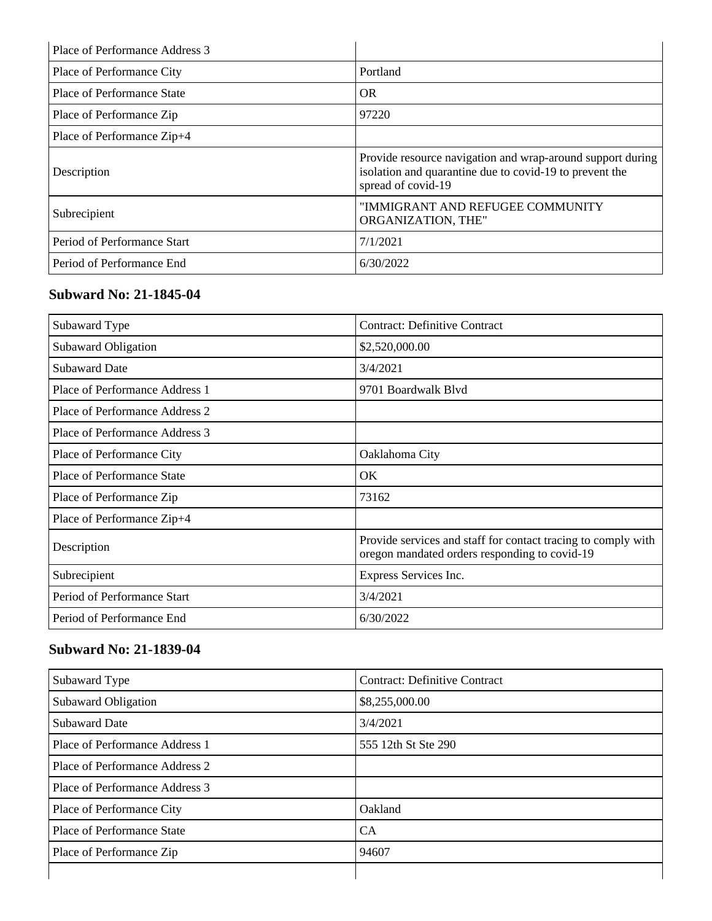| | |
|---|---|
| Place of Performance Address 3 | |
| Place of Performance City | Portland |
| Place of Performance State | OR |
| Place of Performance Zip | 97220 |
| Place of Performance Zip+4 | |
| Description | Provide resource navigation and wrap-around support during isolation and quarantine due to covid-19 to prevent the spread of covid-19 |
| Subrecipient | "IMMIGRANT AND REFUGEE COMMUNITY ORGANIZATION, THE" |
| Period of Performance Start | 7/1/2021 |
| Period of Performance End | 6/30/2022 |

### Subward No: 21-1845-04

| | |
|---|---|
| Subaward Type | Contract: Definitive Contract |
| Subaward Obligation | $2,520,000.00 |
| Subaward Date | 3/4/2021 |
| Place of Performance Address 1 | 9701 Boardwalk Blvd |
| Place of Performance Address 2 | |
| Place of Performance Address 3 | |
| Place of Performance City | Oaklahoma City |
| Place of Performance State | OK |
| Place of Performance Zip | 73162 |
| Place of Performance Zip+4 | |
| Description | Provide services and staff for contact tracing to comply with oregon mandated orders responding to covid-19 |
| Subrecipient | Express Services Inc. |
| Period of Performance Start | 3/4/2021 |
| Period of Performance End | 6/30/2022 |

### Subward No: 21-1839-04

| | |
|---|---|
| Subaward Type | Contract: Definitive Contract |
| Subaward Obligation | $8,255,000.00 |
| Subaward Date | 3/4/2021 |
| Place of Performance Address 1 | 555 12th St Ste 290 |
| Place of Performance Address 2 | |
| Place of Performance Address 3 | |
| Place of Performance City | Oakland |
| Place of Performance State | CA |
| Place of Performance Zip | 94607 |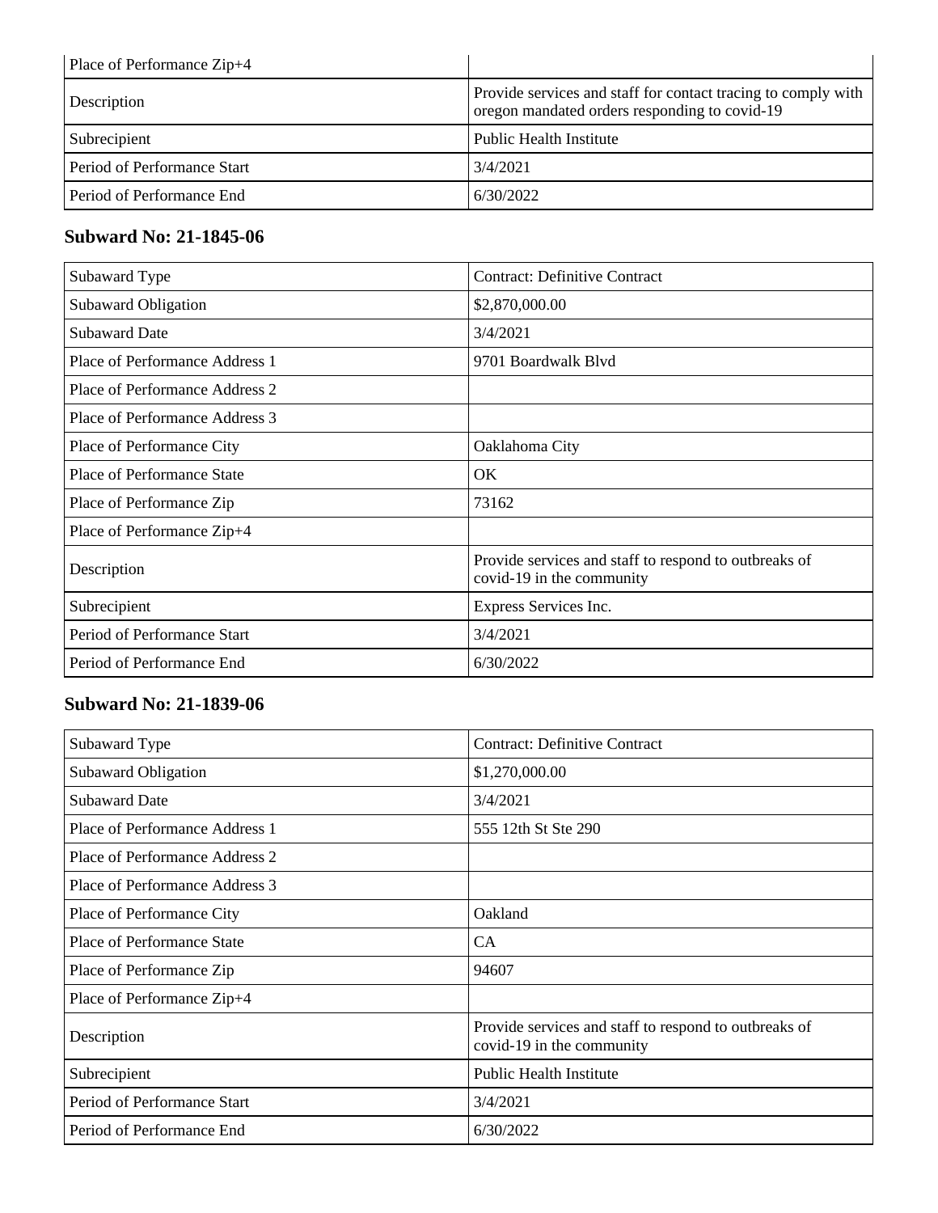| Place of Performance Zip+4 | |
|---|---|
| Description | Provide services and staff for contact tracing to comply with oregon mandated orders responding to covid-19 |
| Subrecipient | Public Health Institute |
| Period of Performance Start | 3/4/2021 |
| Period of Performance End | 6/30/2022 |

### Subward No: 21-1845-06

| Subaward Type | Contract: Definitive Contract |
|---|---|
| Subaward Obligation | $2,870,000.00 |
| Subaward Date | 3/4/2021 |
| Place of Performance Address 1 | 9701 Boardwalk Blvd |
| Place of Performance Address 2 | |
| Place of Performance Address 3 | |
| Place of Performance City | Oaklahoma City |
| Place of Performance State | OK |
| Place of Performance Zip | 73162 |
| Place of Performance Zip+4 | |
| Description | Provide services and staff to respond to outbreaks of covid-19 in the community |
| Subrecipient | Express Services Inc. |
| Period of Performance Start | 3/4/2021 |
| Period of Performance End | 6/30/2022 |

### Subward No: 21-1839-06

| Subaward Type | Contract: Definitive Contract |
|---|---|
| Subaward Obligation | $1,270,000.00 |
| Subaward Date | 3/4/2021 |
| Place of Performance Address 1 | 555 12th St Ste 290 |
| Place of Performance Address 2 | |
| Place of Performance Address 3 | |
| Place of Performance City | Oakland |
| Place of Performance State | CA |
| Place of Performance Zip | 94607 |
| Place of Performance Zip+4 | |
| Description | Provide services and staff to respond to outbreaks of covid-19 in the community |
| Subrecipient | Public Health Institute |
| Period of Performance Start | 3/4/2021 |
| Period of Performance End | 6/30/2022 |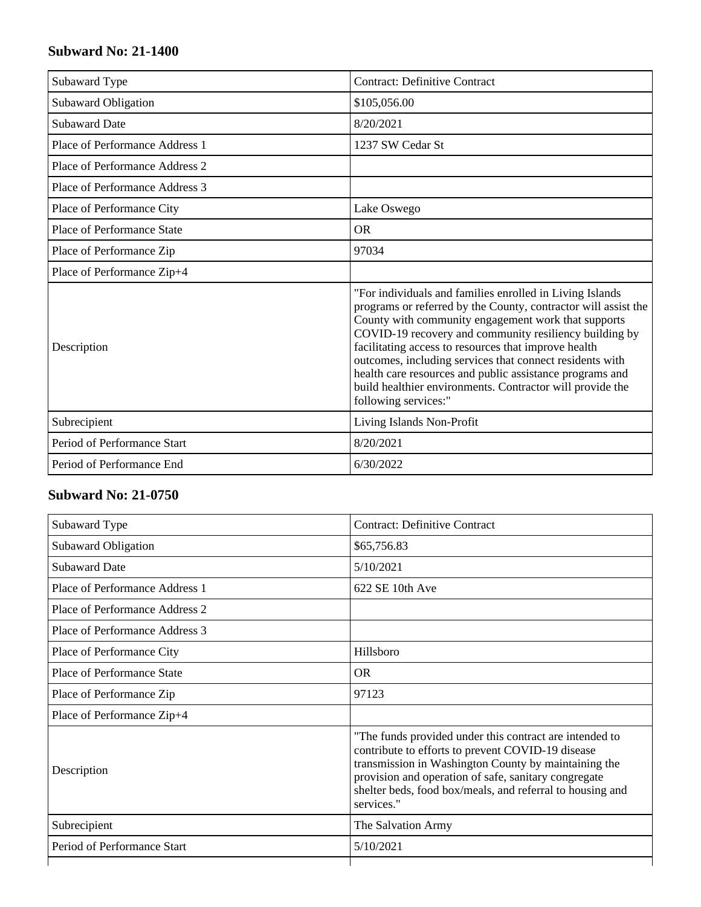## Subward No: 21-1400

| Subaward Type | Contract: Definitive Contract |
|---|---|
| Subaward Obligation | $105,056.00 |
| Subaward Date | 8/20/2021 |
| Place of Performance Address 1 | 1237 SW Cedar St |
| Place of Performance Address 2 | |
| Place of Performance Address 3 | |
| Place of Performance City | Lake Oswego |
| Place of Performance State | OR |
| Place of Performance Zip | 97034 |
| Place of Performance Zip+4 | |
| Description | "For individuals and families enrolled in Living Islands programs or referred by the County, contractor will assist the County with community engagement work that supports COVID-19 recovery and community resiliency building by facilitating access to resources that improve health outcomes, including services that connect residents with health care resources and public assistance programs and build healthier environments. Contractor will provide the following services:" |
| Subrecipient | Living Islands Non-Profit |
| Period of Performance Start | 8/20/2021 |
| Period of Performance End | 6/30/2022 |

## Subward No: 21-0750

| Subaward Type | Contract: Definitive Contract |
|---|---|
| Subaward Obligation | $65,756.83 |
| Subaward Date | 5/10/2021 |
| Place of Performance Address 1 | 622 SE 10th Ave |
| Place of Performance Address 2 | |
| Place of Performance Address 3 | |
| Place of Performance City | Hillsboro |
| Place of Performance State | OR |
| Place of Performance Zip | 97123 |
| Place of Performance Zip+4 | |
| Description | "The funds provided under this contract are intended to contribute to efforts to prevent COVID-19 disease transmission in Washington County by maintaining the provision and operation of safe, sanitary congregate shelter beds, food box/meals, and referral to housing and services." |
| Subrecipient | The Salvation Army |
| Period of Performance Start | 5/10/2021 |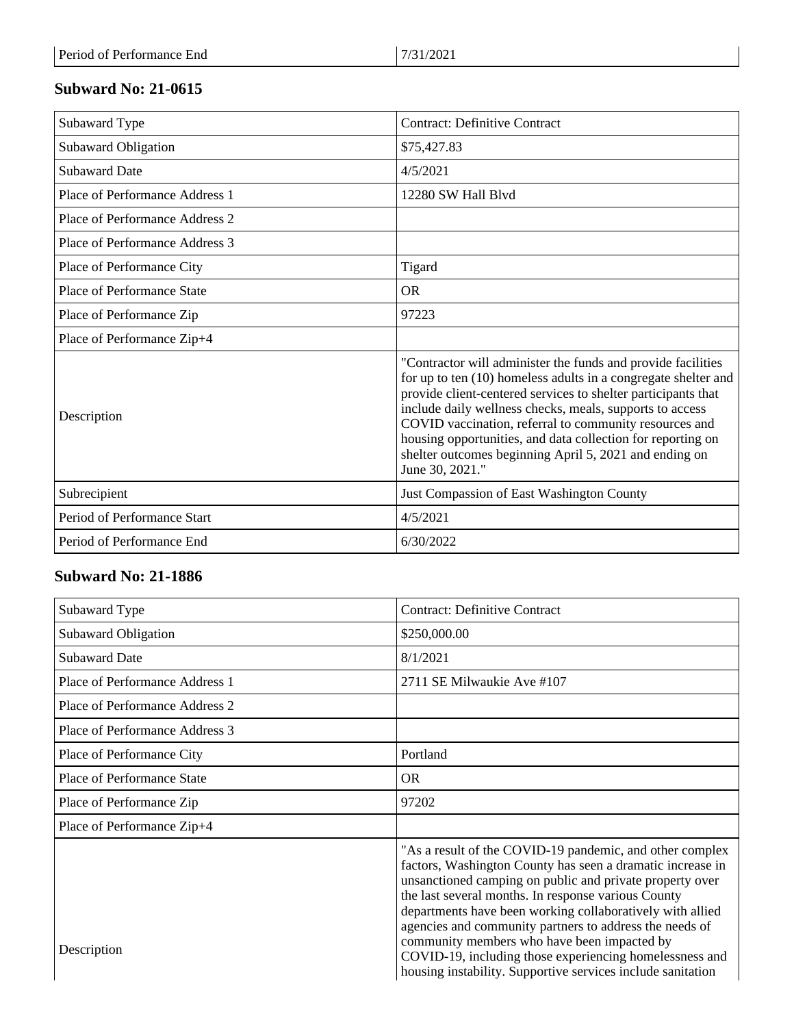| Period of Performance End | 7/31/2021 |
|---|---|

## Subward No: 21-0615

| Subaward Type | Contract: Definitive Contract |
|---|---|
| Subaward Obligation | $75,427.83 |
| Subaward Date | 4/5/2021 |
| Place of Performance Address 1 | 12280 SW Hall Blvd |
| Place of Performance Address 2 | |
| Place of Performance Address 3 | |
| Place of Performance City | Tigard |
| Place of Performance State | OR |
| Place of Performance Zip | 97223 |
| Place of Performance Zip+4 | |
| Description | "Contractor will administer the funds and provide facilities for up to ten (10) homeless adults in a congregate shelter and provide client-centered services to shelter participants that include daily wellness checks, meals, supports to access COVID vaccination, referral to community resources and housing opportunities, and data collection for reporting on shelter outcomes beginning April 5, 2021 and ending on June 30, 2021." |
| Subrecipient | Just Compassion of East Washington County |
| Period of Performance Start | 4/5/2021 |
| Period of Performance End | 6/30/2022 |

## Subward No: 21-1886

| Subaward Type | Contract: Definitive Contract |
|---|---|
| Subaward Obligation | $250,000.00 |
| Subaward Date | 8/1/2021 |
| Place of Performance Address 1 | 2711 SE Milwaukie Ave #107 |
| Place of Performance Address 2 | |
| Place of Performance Address 3 | |
| Place of Performance City | Portland |
| Place of Performance State | OR |
| Place of Performance Zip | 97202 |
| Place of Performance Zip+4 | |
| Description | "As a result of the COVID-19 pandemic, and other complex factors, Washington County has seen a dramatic increase in unsanctioned camping on public and private property over the last several months. In response various County departments have been working collaboratively with allied agencies and community partners to address the needs of community members who have been impacted by COVID-19, including those experiencing homelessness and housing instability. Supportive services include sanitation |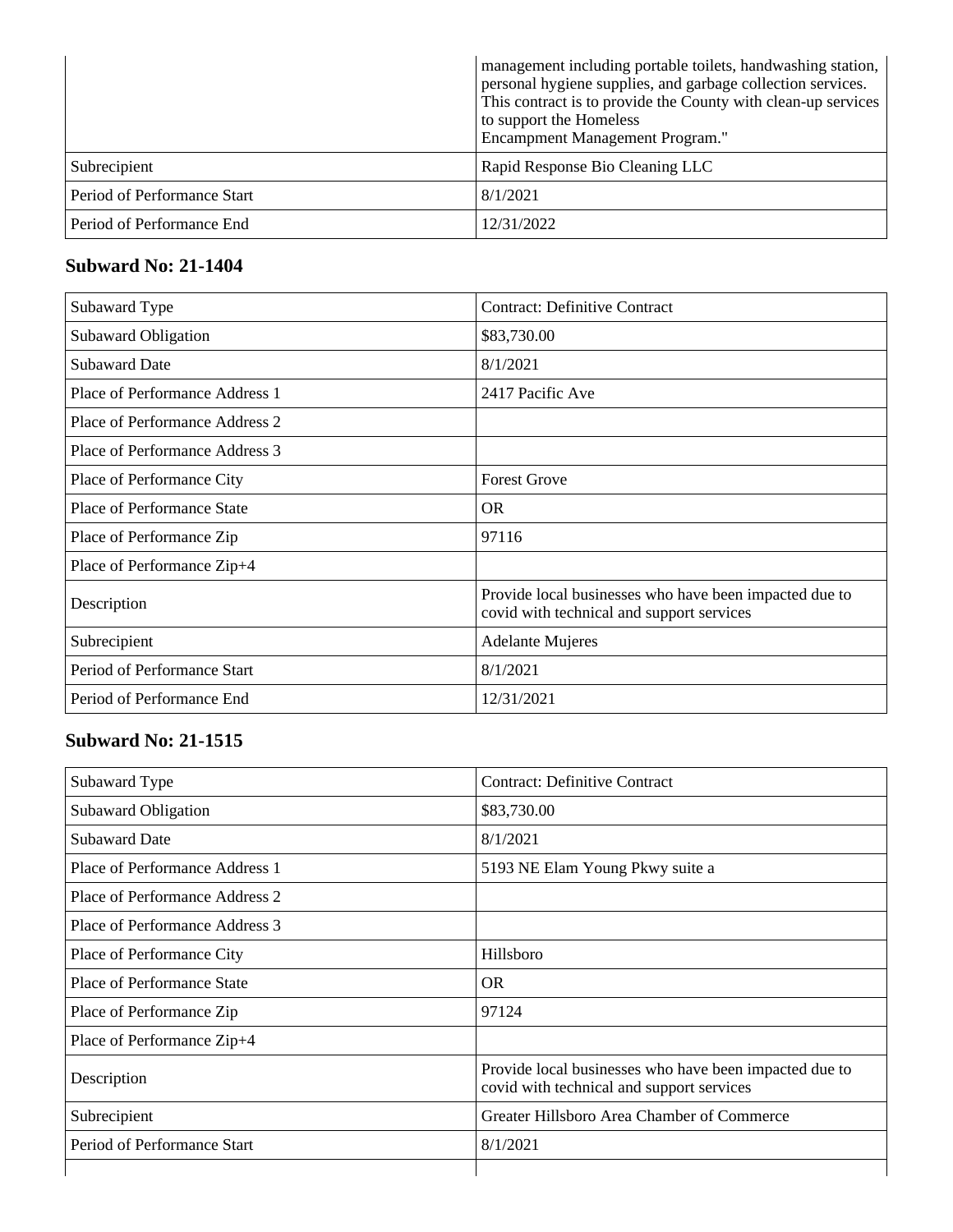| | |
|---|---|
| | management including portable toilets, handwashing station, personal hygiene supplies, and garbage collection services. This contract is to provide the County with clean-up services to support the Homeless Encampment Management Program." |
| Subrecipient | Rapid Response Bio Cleaning LLC |
| Period of Performance Start | 8/1/2021 |
| Period of Performance End | 12/31/2022 |

### Subward No: 21-1404

| | |
|---|---|
| Subaward Type | Contract: Definitive Contract |
| Subaward Obligation | $83,730.00 |
| Subaward Date | 8/1/2021 |
| Place of Performance Address 1 | 2417 Pacific Ave |
| Place of Performance Address 2 | |
| Place of Performance Address 3 | |
| Place of Performance City | Forest Grove |
| Place of Performance State | OR |
| Place of Performance Zip | 97116 |
| Place of Performance Zip+4 | |
| Description | Provide local businesses who have been impacted due to covid with technical and support services |
| Subrecipient | Adelante Mujeres |
| Period of Performance Start | 8/1/2021 |
| Period of Performance End | 12/31/2021 |

### Subward No: 21-1515

| | |
|---|---|
| Subaward Type | Contract: Definitive Contract |
| Subaward Obligation | $83,730.00 |
| Subaward Date | 8/1/2021 |
| Place of Performance Address 1 | 5193 NE Elam Young Pkwy suite a |
| Place of Performance Address 2 | |
| Place of Performance Address 3 | |
| Place of Performance City | Hillsboro |
| Place of Performance State | OR |
| Place of Performance Zip | 97124 |
| Place of Performance Zip+4 | |
| Description | Provide local businesses who have been impacted due to covid with technical and support services |
| Subrecipient | Greater Hillsboro Area Chamber of Commerce |
| Period of Performance Start | 8/1/2021 |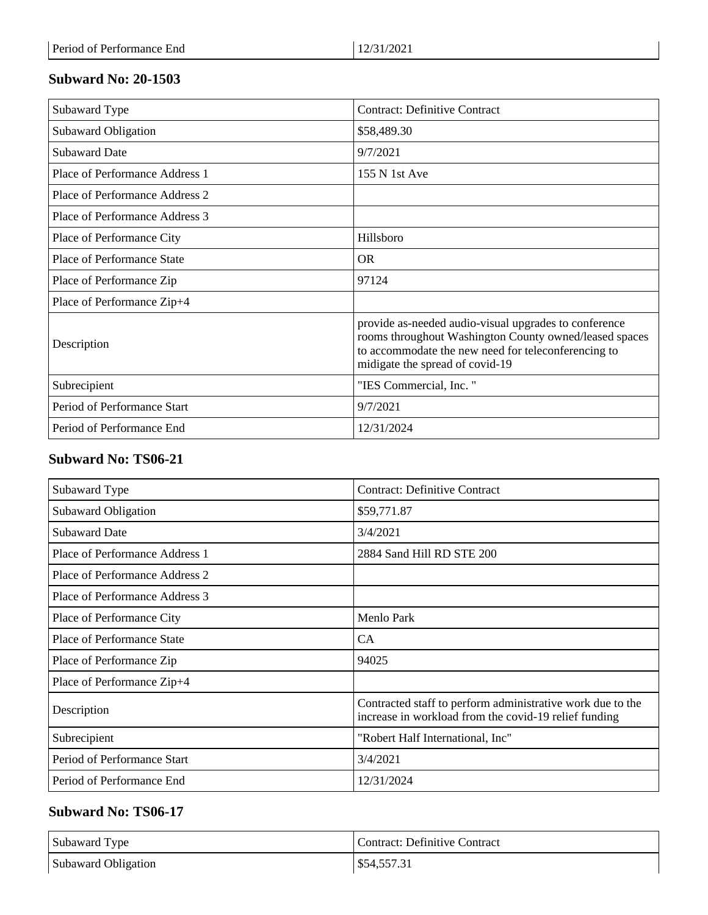| Period of Performance End | 12/31/2021 |
| --- | --- |

## Subward No: 20-1503

| Subaward Type | Contract: Definitive Contract |
| --- | --- |
| Subaward Obligation | $58,489.30 |
| Subaward Date | 9/7/2021 |
| Place of Performance Address 1 | 155 N 1st Ave |
| Place of Performance Address 2 | |
| Place of Performance Address 3 | |
| Place of Performance City | Hillsboro |
| Place of Performance State | OR |
| Place of Performance Zip | 97124 |
| Place of Performance Zip+4 | |
| Description | provide as-needed audio-visual upgrades to conference rooms throughout Washington County owned/leased spaces to accommodate the new need for teleconferencing to midigate the spread of covid-19 |
| Subrecipient | "IES Commercial, Inc. " |
| Period of Performance Start | 9/7/2021 |
| Period of Performance End | 12/31/2024 |

## Subward No: TS06-21

| Subaward Type | Contract: Definitive Contract |
| --- | --- |
| Subaward Obligation | $59,771.87 |
| Subaward Date | 3/4/2021 |
| Place of Performance Address 1 | 2884 Sand Hill RD STE 200 |
| Place of Performance Address 2 | |
| Place of Performance Address 3 | |
| Place of Performance City | Menlo Park |
| Place of Performance State | CA |
| Place of Performance Zip | 94025 |
| Place of Performance Zip+4 | |
| Description | Contracted staff to perform administrative work due to the increase in workload from the covid-19 relief funding |
| Subrecipient | "Robert Half International, Inc" |
| Period of Performance Start | 3/4/2021 |
| Period of Performance End | 12/31/2024 |

## Subward No: TS06-17

| Subaward Type | Contract: Definitive Contract |
| --- | --- |
| Subaward Obligation | $54,557.31 |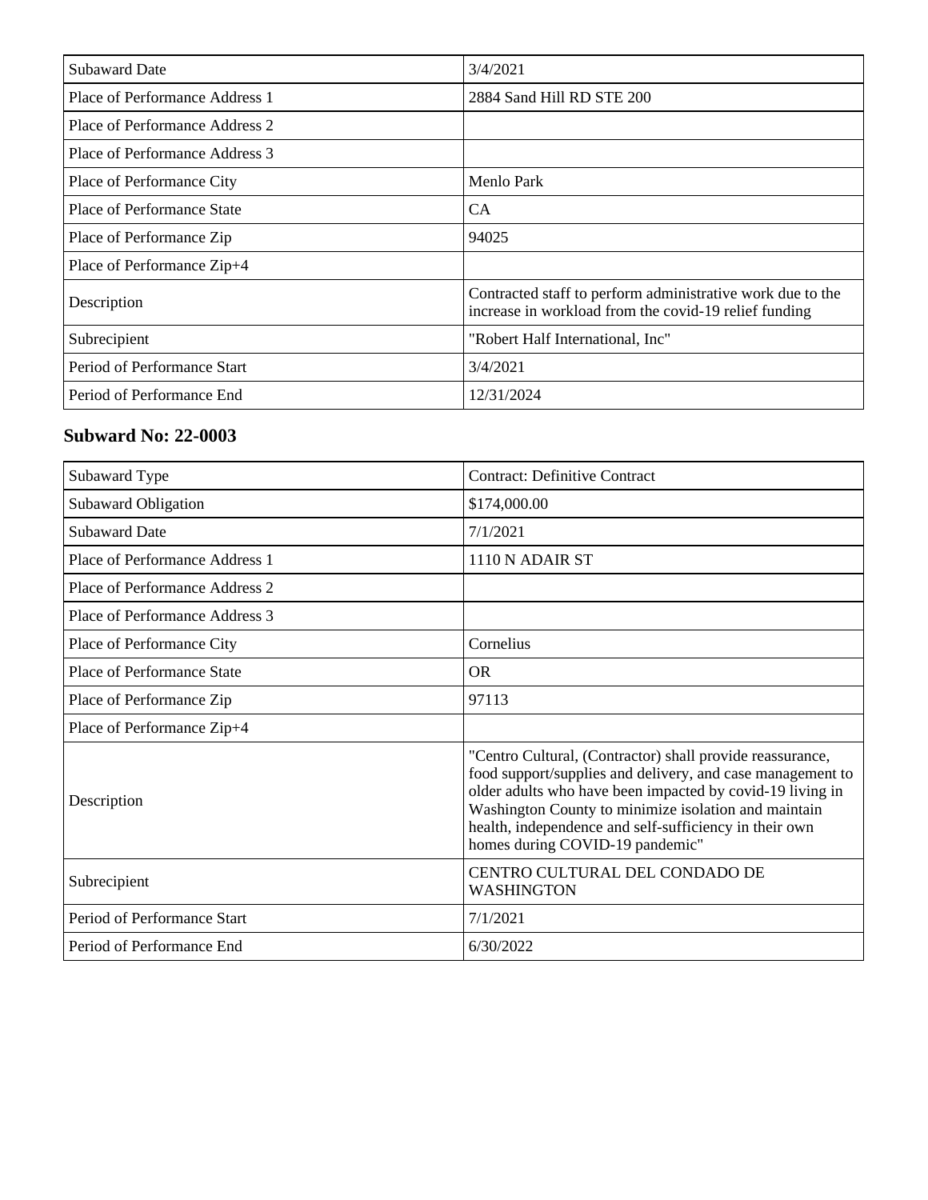| Subaward Date | 3/4/2021 |
| --- | --- |
| Place of Performance Address 1 | 2884 Sand Hill RD STE 200 |
| Place of Performance Address 2 | |
| Place of Performance Address 3 | |
| Place of Performance City | Menlo Park |
| Place of Performance State | CA |
| Place of Performance Zip | 94025 |
| Place of Performance Zip+4 | |
| Description | Contracted staff to perform administrative work due to the increase in workload from the covid-19 relief funding |
| Subrecipient | "Robert Half International, Inc" |
| Period of Performance Start | 3/4/2021 |
| Period of Performance End | 12/31/2024 |

### Subward No: 22-0003

| Subaward Type | Contract: Definitive Contract |
| --- | --- |
| Subaward Obligation | $174,000.00 |
| Subaward Date | 7/1/2021 |
| Place of Performance Address 1 | 1110 N ADAIR ST |
| Place of Performance Address 2 | |
| Place of Performance Address 3 | |
| Place of Performance City | Cornelius |
| Place of Performance State | OR |
| Place of Performance Zip | 97113 |
| Place of Performance Zip+4 | |
| Description | "Centro Cultural, (Contractor) shall provide reassurance, food support/supplies and delivery, and case management to older adults who have been impacted by covid-19 living in Washington County to minimize isolation and maintain health, independence and self-sufficiency in their own homes during COVID-19 pandemic" |
| Subrecipient | CENTRO CULTURAL DEL CONDADO DE WASHINGTON |
| Period of Performance Start | 7/1/2021 |
| Period of Performance End | 6/30/2022 |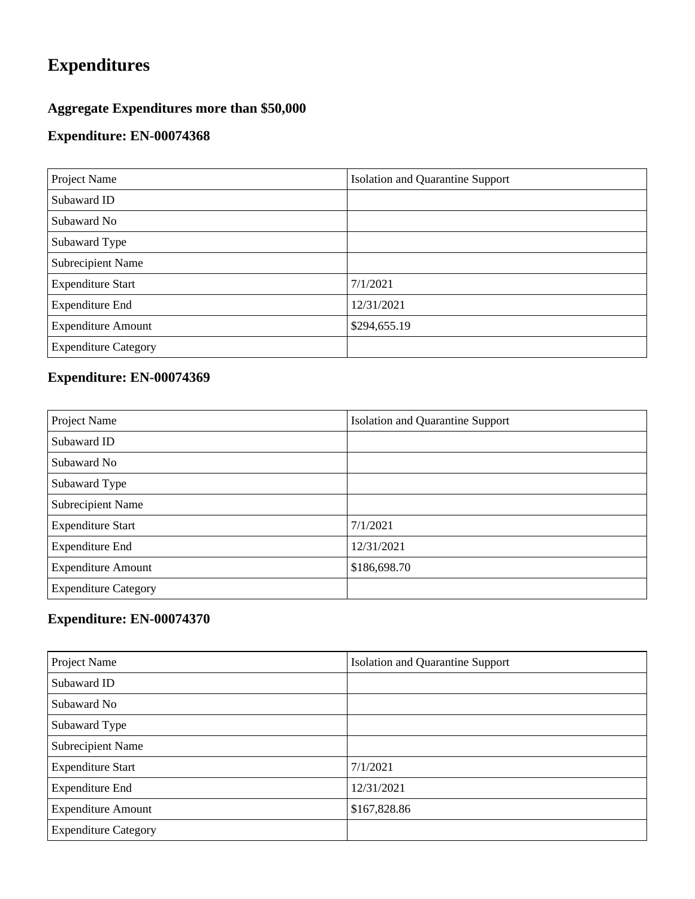# Expenditures

### Aggregate Expenditures more than $50,000

### Expenditure: EN-00074368

| Project Name | Isolation and Quarantine Support |
| --- | --- |
| Subaward ID | |
| Subaward No | |
| Subaward Type | |
| Subrecipient Name | |
| Expenditure Start | 7/1/2021 |
| Expenditure End | 12/31/2021 |
| Expenditure Amount | $294,655.19 |
| Expenditure Category | |

### Expenditure: EN-00074369

| Project Name | Isolation and Quarantine Support |
| --- | --- |
| Subaward ID | |
| Subaward No | |
| Subaward Type | |
| Subrecipient Name | |
| Expenditure Start | 7/1/2021 |
| Expenditure End | 12/31/2021 |
| Expenditure Amount | $186,698.70 |
| Expenditure Category | |

### Expenditure: EN-00074370

| Project Name | Isolation and Quarantine Support |
| --- | --- |
| Subaward ID | |
| Subaward No | |
| Subaward Type | |
| Subrecipient Name | |
| Expenditure Start | 7/1/2021 |
| Expenditure End | 12/31/2021 |
| Expenditure Amount | $167,828.86 |
| Expenditure Category | |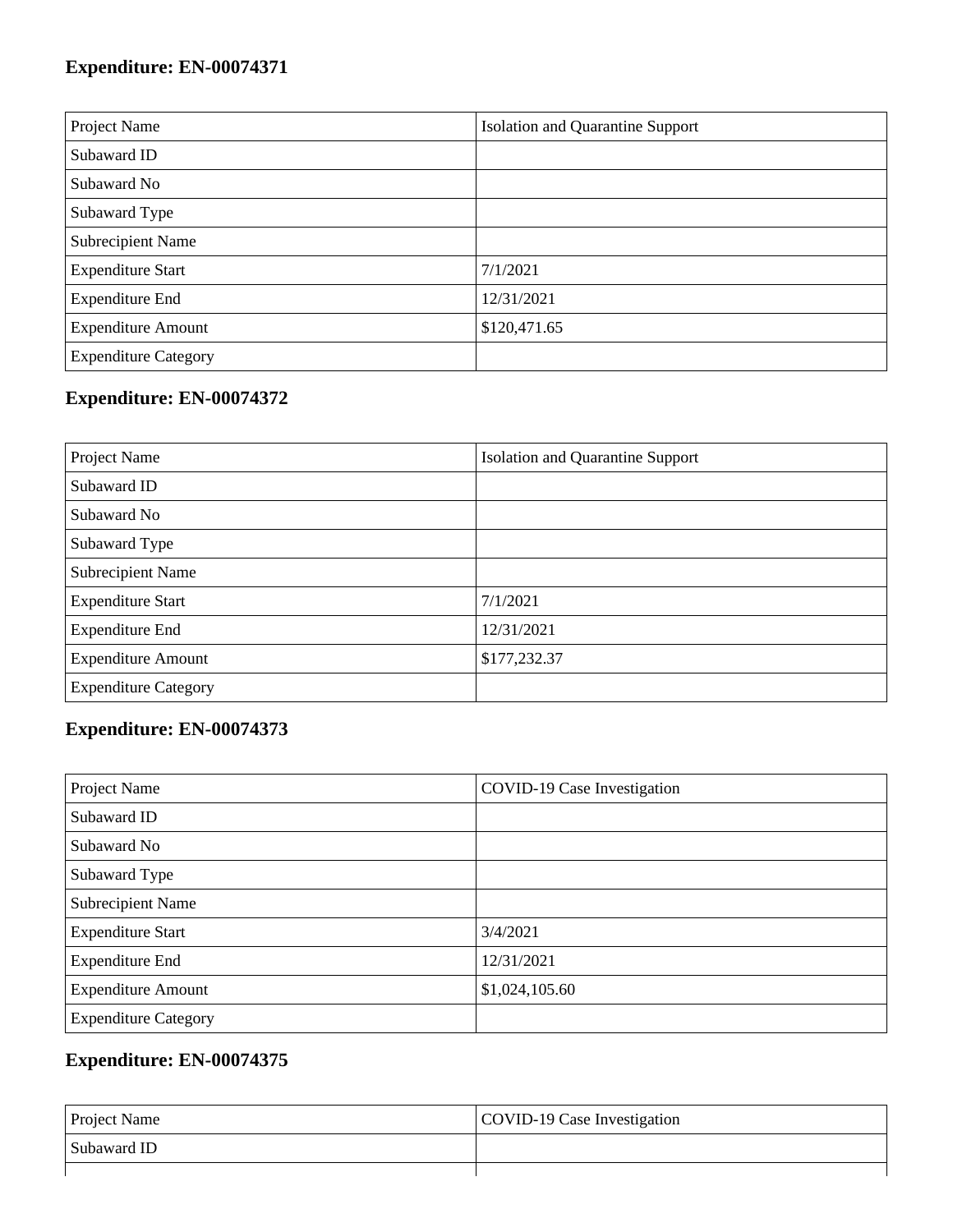## Expenditure: EN-00074371

| | |
|---|---|
| Project Name | Isolation and Quarantine Support |
| Subaward ID | |
| Subaward No | |
| Subaward Type | |
| Subrecipient Name | |
| Expenditure Start | 7/1/2021 |
| Expenditure End | 12/31/2021 |
| Expenditure Amount | $120,471.65 |
| Expenditure Category | |

## Expenditure: EN-00074372

| | |
|---|---|
| Project Name | Isolation and Quarantine Support |
| Subaward ID | |
| Subaward No | |
| Subaward Type | |
| Subrecipient Name | |
| Expenditure Start | 7/1/2021 |
| Expenditure End | 12/31/2021 |
| Expenditure Amount | $177,232.37 |
| Expenditure Category | |

## Expenditure: EN-00074373

| | |
|---|---|
| Project Name | COVID-19 Case Investigation |
| Subaward ID | |
| Subaward No | |
| Subaward Type | |
| Subrecipient Name | |
| Expenditure Start | 3/4/2021 |
| Expenditure End | 12/31/2021 |
| Expenditure Amount | $1,024,105.60 |
| Expenditure Category | |

## Expenditure: EN-00074375

| | |
|---|---|
| Project Name | COVID-19 Case Investigation |
| Subaward ID | |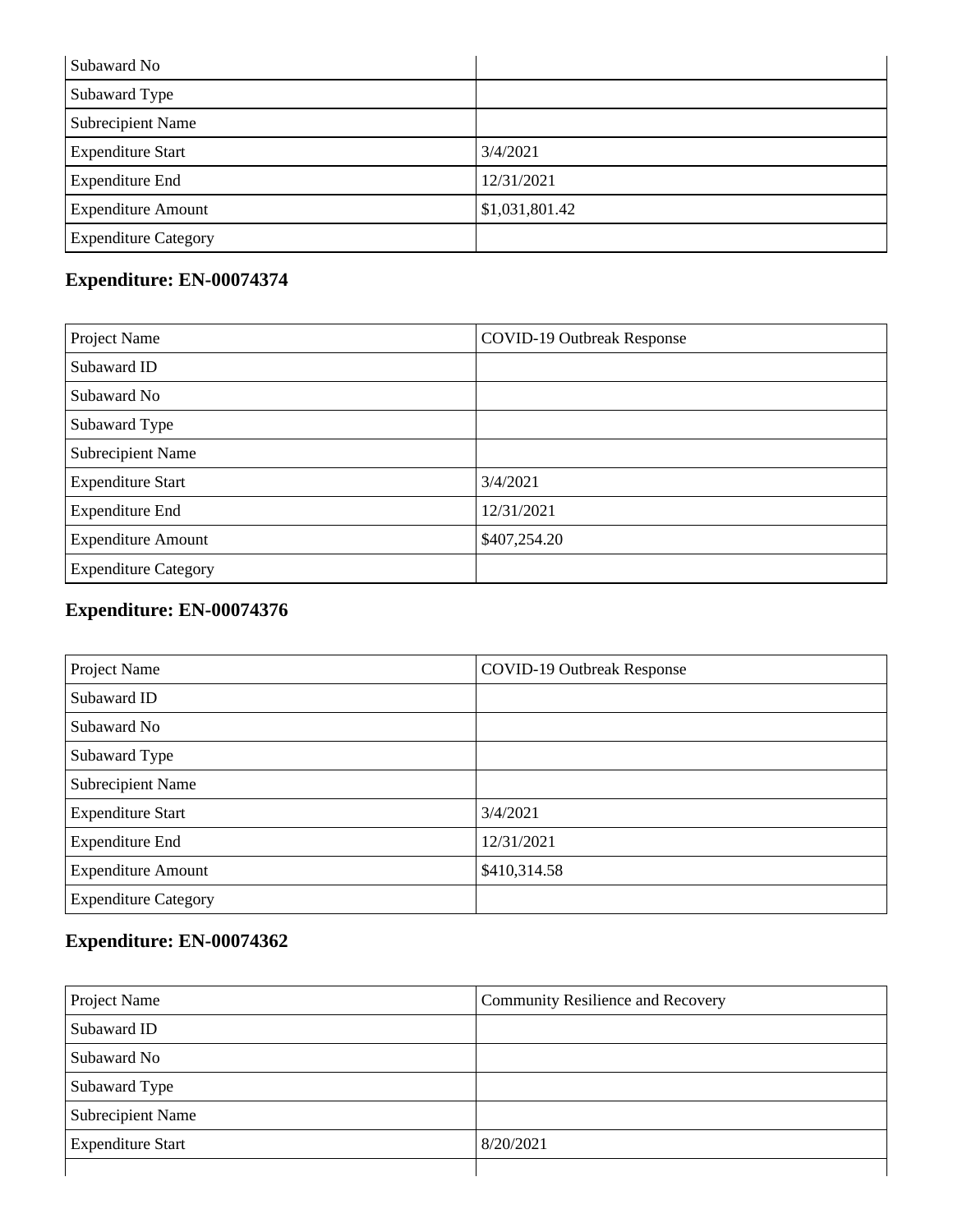| Subaward No | |
| --- | --- |
| Subaward Type | |
| Subrecipient Name | |
| Expenditure Start | 3/4/2021 |
| Expenditure End | 12/31/2021 |
| Expenditure Amount | $1,031,801.42 |
| Expenditure Category | |

## Expenditure: EN-00074374

| Project Name | COVID-19 Outbreak Response |
| --- | --- |
| Subaward ID | |
| Subaward No | |
| Subaward Type | |
| Subrecipient Name | |
| Expenditure Start | 3/4/2021 |
| Expenditure End | 12/31/2021 |
| Expenditure Amount | $407,254.20 |
| Expenditure Category | |

## Expenditure: EN-00074376

| Project Name | COVID-19 Outbreak Response |
| --- | --- |
| Subaward ID | |
| Subaward No | |
| Subaward Type | |
| Subrecipient Name | |
| Expenditure Start | 3/4/2021 |
| Expenditure End | 12/31/2021 |
| Expenditure Amount | $410,314.58 |
| Expenditure Category | |

## Expenditure: EN-00074362

| Project Name | Community Resilience and Recovery |
| --- | --- |
| Subaward ID | |
| Subaward No | |
| Subaward Type | |
| Subrecipient Name | |
| Expenditure Start | 8/20/2021 |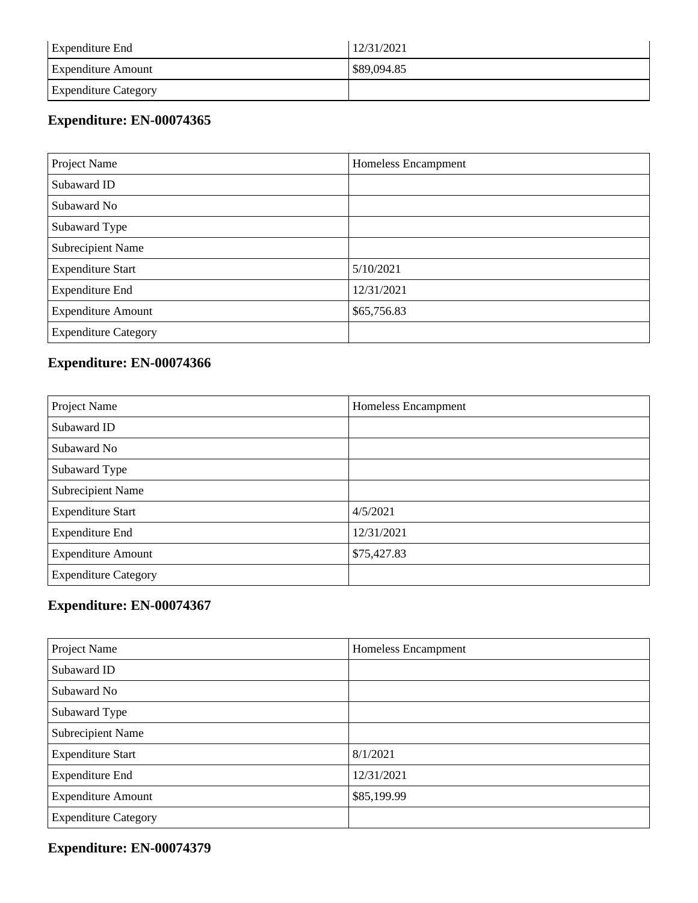| Expenditure End | 12/31/2021 |
|---|---|
| Expenditure Amount | $89,094.85 |
| Expenditure Category | |

## Expenditure: EN-00074365

| Project Name | Homeless Encampment |
|---|---|
| Subaward ID | |
| Subaward No | |
| Subaward Type | |
| Subrecipient Name | |
| Expenditure Start | 5/10/2021 |
| Expenditure End | 12/31/2021 |
| Expenditure Amount | $65,756.83 |
| Expenditure Category | |

## Expenditure: EN-00074366

| Project Name | Homeless Encampment |
|---|---|
| Subaward ID | |
| Subaward No | |
| Subaward Type | |
| Subrecipient Name | |
| Expenditure Start | 4/5/2021 |
| Expenditure End | 12/31/2021 |
| Expenditure Amount | $75,427.83 |
| Expenditure Category | |

## Expenditure: EN-00074367

| Project Name | Homeless Encampment |
|---|---|
| Subaward ID | |
| Subaward No | |
| Subaward Type | |
| Subrecipient Name | |
| Expenditure Start | 8/1/2021 |
| Expenditure End | 12/31/2021 |
| Expenditure Amount | $85,199.99 |
| Expenditure Category | |

## Expenditure: EN-00074379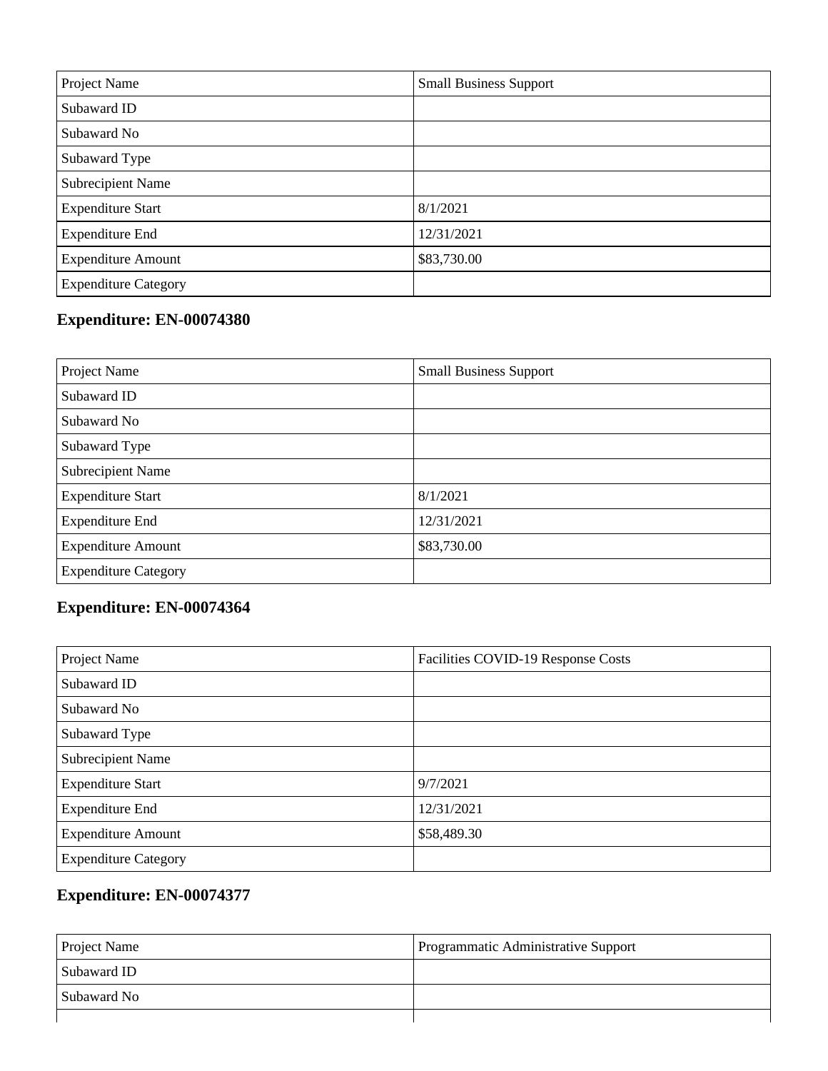| Project Name | Small Business Support |
| --- | --- |
| Subaward ID | |
| Subaward No | |
| Subaward Type | |
| Subrecipient Name | |
| Expenditure Start | 8/1/2021 |
| Expenditure End | 12/31/2021 |
| Expenditure Amount | $83,730.00 |
| Expenditure Category | |

## Expenditure: EN-00074380

| Project Name | Small Business Support |
| --- | --- |
| Subaward ID | |
| Subaward No | |
| Subaward Type | |
| Subrecipient Name | |
| Expenditure Start | 8/1/2021 |
| Expenditure End | 12/31/2021 |
| Expenditure Amount | $83,730.00 |
| Expenditure Category | |

## Expenditure: EN-00074364

| Project Name | Facilities COVID-19 Response Costs |
| --- | --- |
| Subaward ID | |
| Subaward No | |
| Subaward Type | |
| Subrecipient Name | |
| Expenditure Start | 9/7/2021 |
| Expenditure End | 12/31/2021 |
| Expenditure Amount | $58,489.30 |
| Expenditure Category | |

## Expenditure: EN-00074377

| Project Name | Programmatic Administrative Support |
| --- | --- |
| Subaward ID | |
| Subaward No | |
| | |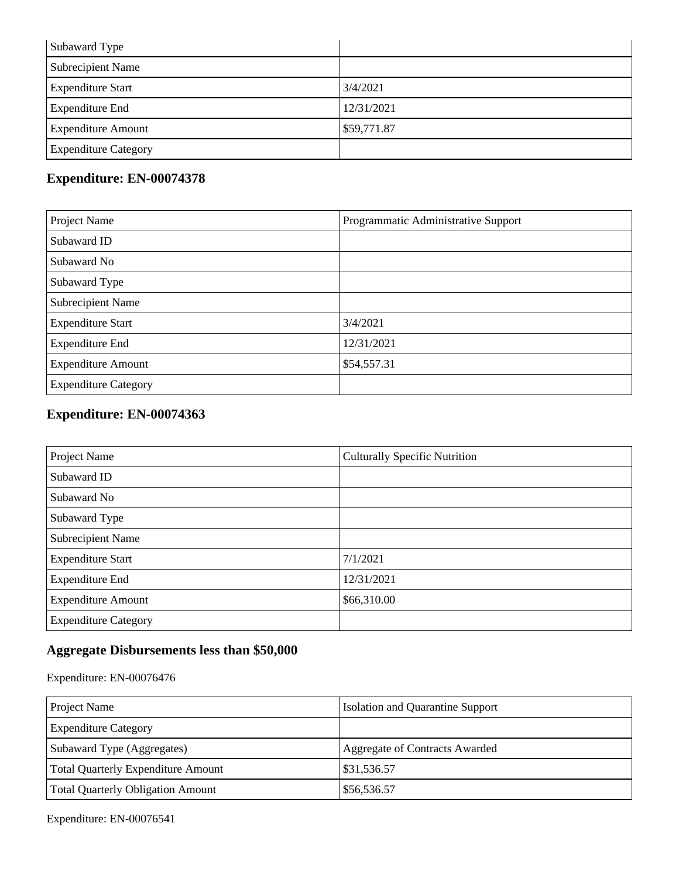| Subaward Type | |
|---|---|
| Subrecipient Name | |
| Expenditure Start | 3/4/2021 |
| Expenditure End | 12/31/2021 |
| Expenditure Amount | $59,771.87 |
| Expenditure Category | |

### Expenditure: EN-00074378

| Project Name | Programmatic Administrative Support |
|---|---|
| Subaward ID | |
| Subaward No | |
| Subaward Type | |
| Subrecipient Name | |
| Expenditure Start | 3/4/2021 |
| Expenditure End | 12/31/2021 |
| Expenditure Amount | $54,557.31 |
| Expenditure Category | |

### Expenditure: EN-00074363

| Project Name | Culturally Specific Nutrition |
|---|---|
| Subaward ID | |
| Subaward No | |
| Subaward Type | |
| Subrecipient Name | |
| Expenditure Start | 7/1/2021 |
| Expenditure End | 12/31/2021 |
| Expenditure Amount | $66,310.00 |
| Expenditure Category | |

### Aggregate Disbursements less than $50,000

Expenditure: EN-00076476

| Project Name | Isolation and Quarantine Support |
|---|---|
| Expenditure Category | |
| Subaward Type (Aggregates) | Aggregate of Contracts Awarded |
| Total Quarterly Expenditure Amount | $31,536.57 |
| Total Quarterly Obligation Amount | $56,536.57 |

Expenditure: EN-00076541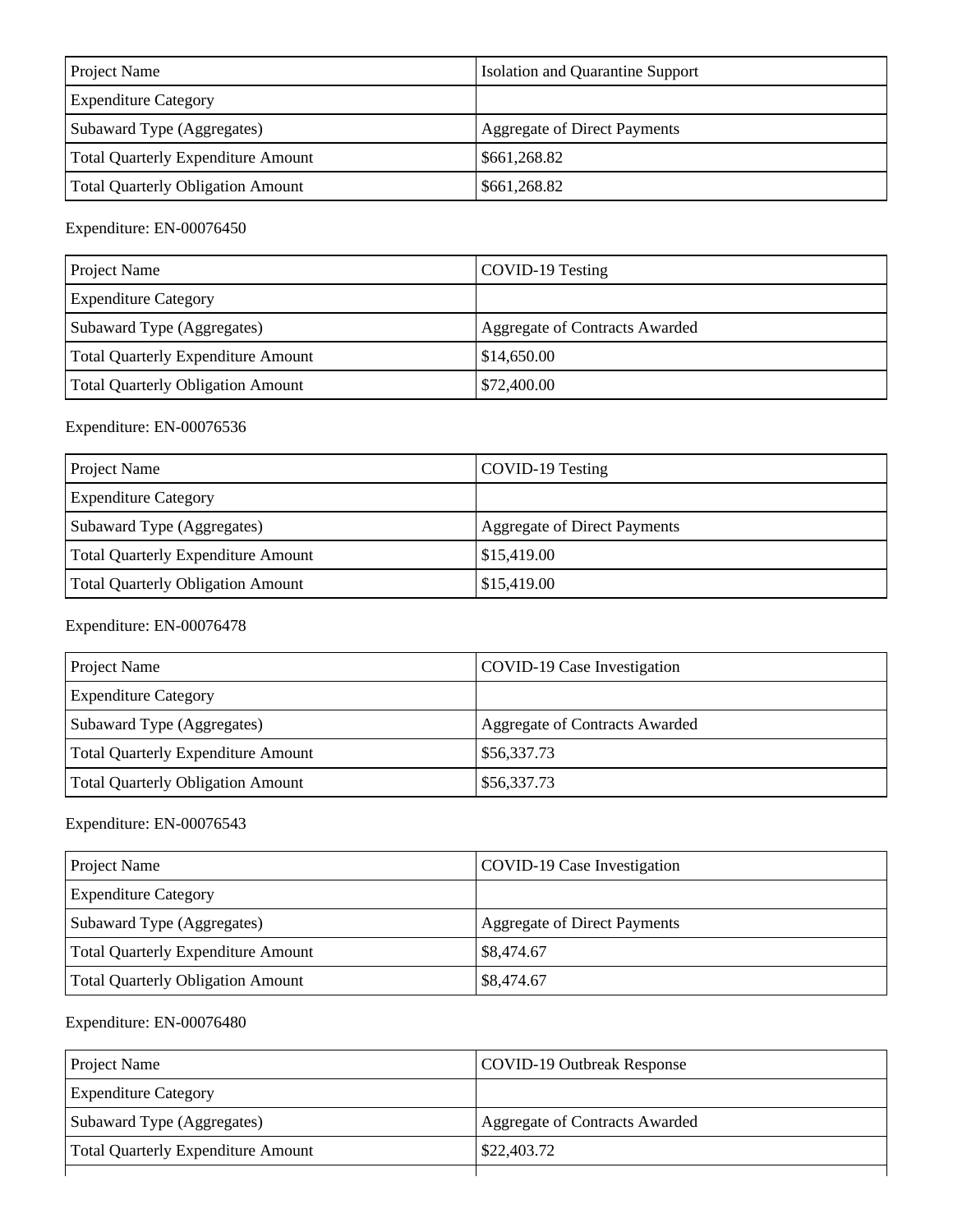| Project Name | Isolation and Quarantine Support |
| --- | --- |
| Expenditure Category | |
| Subaward Type (Aggregates) | Aggregate of Direct Payments |
| Total Quarterly Expenditure Amount | $661,268.82 |
| Total Quarterly Obligation Amount | $661,268.82 |

Expenditure: EN-00076450

| Project Name | COVID-19 Testing |
| --- | --- |
| Expenditure Category | |
| Subaward Type (Aggregates) | Aggregate of Contracts Awarded |
| Total Quarterly Expenditure Amount | $14,650.00 |
| Total Quarterly Obligation Amount | $72,400.00 |

Expenditure: EN-00076536

| Project Name | COVID-19 Testing |
| --- | --- |
| Expenditure Category | |
| Subaward Type (Aggregates) | Aggregate of Direct Payments |
| Total Quarterly Expenditure Amount | $15,419.00 |
| Total Quarterly Obligation Amount | $15,419.00 |

Expenditure: EN-00076478

| Project Name | COVID-19 Case Investigation |
| --- | --- |
| Expenditure Category | |
| Subaward Type (Aggregates) | Aggregate of Contracts Awarded |
| Total Quarterly Expenditure Amount | $56,337.73 |
| Total Quarterly Obligation Amount | $56,337.73 |

Expenditure: EN-00076543

| Project Name | COVID-19 Case Investigation |
| --- | --- |
| Expenditure Category | |
| Subaward Type (Aggregates) | Aggregate of Direct Payments |
| Total Quarterly Expenditure Amount | $8,474.67 |
| Total Quarterly Obligation Amount | $8,474.67 |

Expenditure: EN-00076480

| Project Name | COVID-19 Outbreak Response |
| --- | --- |
| Expenditure Category | |
| Subaward Type (Aggregates) | Aggregate of Contracts Awarded |
| Total Quarterly Expenditure Amount | $22,403.72 |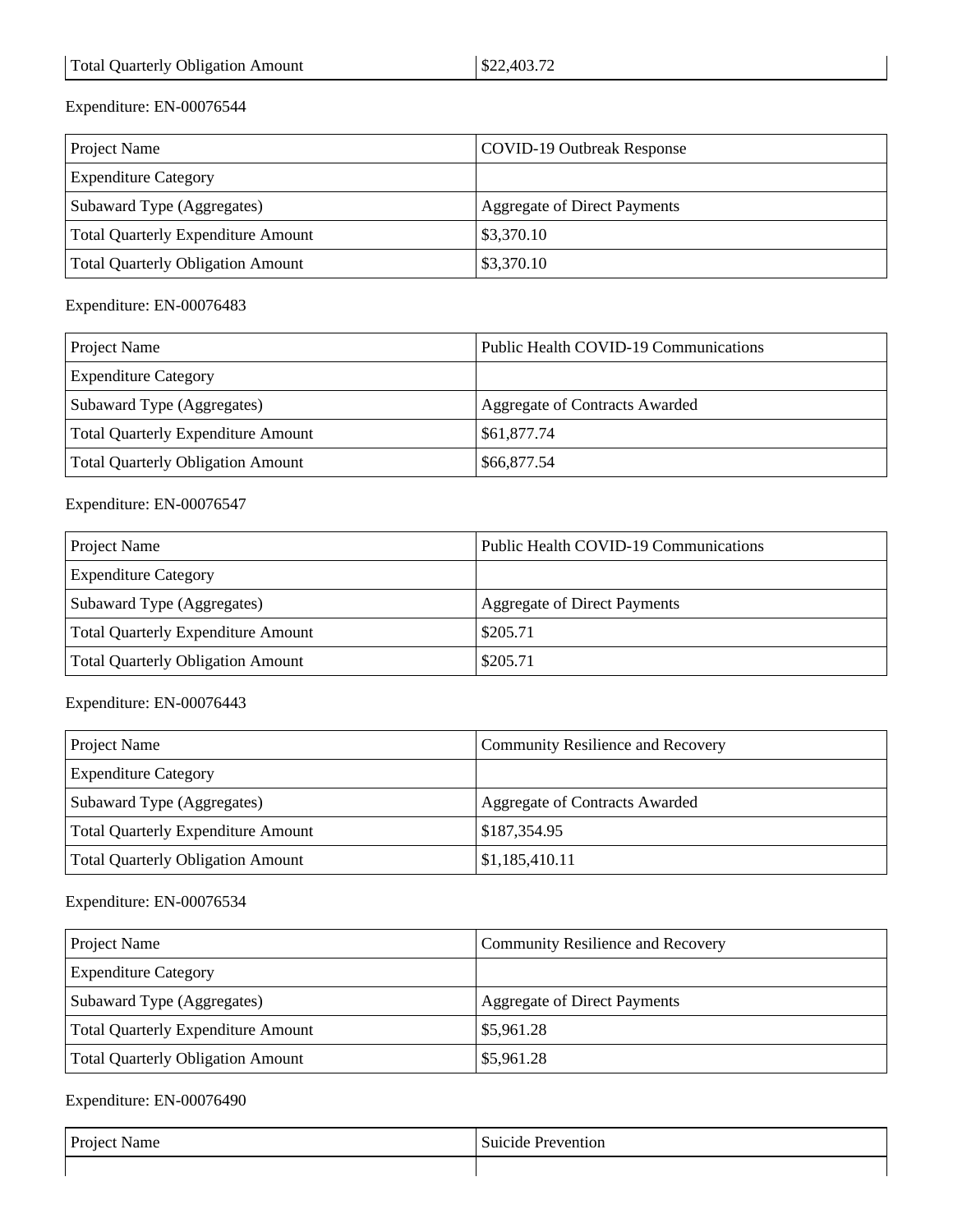| Total Quarterly Obligation Amount | $22,403.72 |
|---|---|

Expenditure: EN-00076544

| Project Name | COVID-19 Outbreak Response |
|---|---|
| Expenditure Category | |
| Subaward Type (Aggregates) | Aggregate of Direct Payments |
| Total Quarterly Expenditure Amount | $3,370.10 |
| Total Quarterly Obligation Amount | $3,370.10 |

Expenditure: EN-00076483

| Project Name | Public Health COVID-19 Communications |
|---|---|
| Expenditure Category | |
| Subaward Type (Aggregates) | Aggregate of Contracts Awarded |
| Total Quarterly Expenditure Amount | $61,877.74 |
| Total Quarterly Obligation Amount | $66,877.54 |

Expenditure: EN-00076547

| Project Name | Public Health COVID-19 Communications |
|---|---|
| Expenditure Category | |
| Subaward Type (Aggregates) | Aggregate of Direct Payments |
| Total Quarterly Expenditure Amount | $205.71 |
| Total Quarterly Obligation Amount | $205.71 |

Expenditure: EN-00076443

| Project Name | Community Resilience and Recovery |
|---|---|
| Expenditure Category | |
| Subaward Type (Aggregates) | Aggregate of Contracts Awarded |
| Total Quarterly Expenditure Amount | $187,354.95 |
| Total Quarterly Obligation Amount | $1,185,410.11 |

Expenditure: EN-00076534

| Project Name | Community Resilience and Recovery |
|---|---|
| Expenditure Category | |
| Subaward Type (Aggregates) | Aggregate of Direct Payments |
| Total Quarterly Expenditure Amount | $5,961.28 |
| Total Quarterly Obligation Amount | $5,961.28 |

Expenditure: EN-00076490

| Project Name | Suicide Prevention |
|---|---|
| | |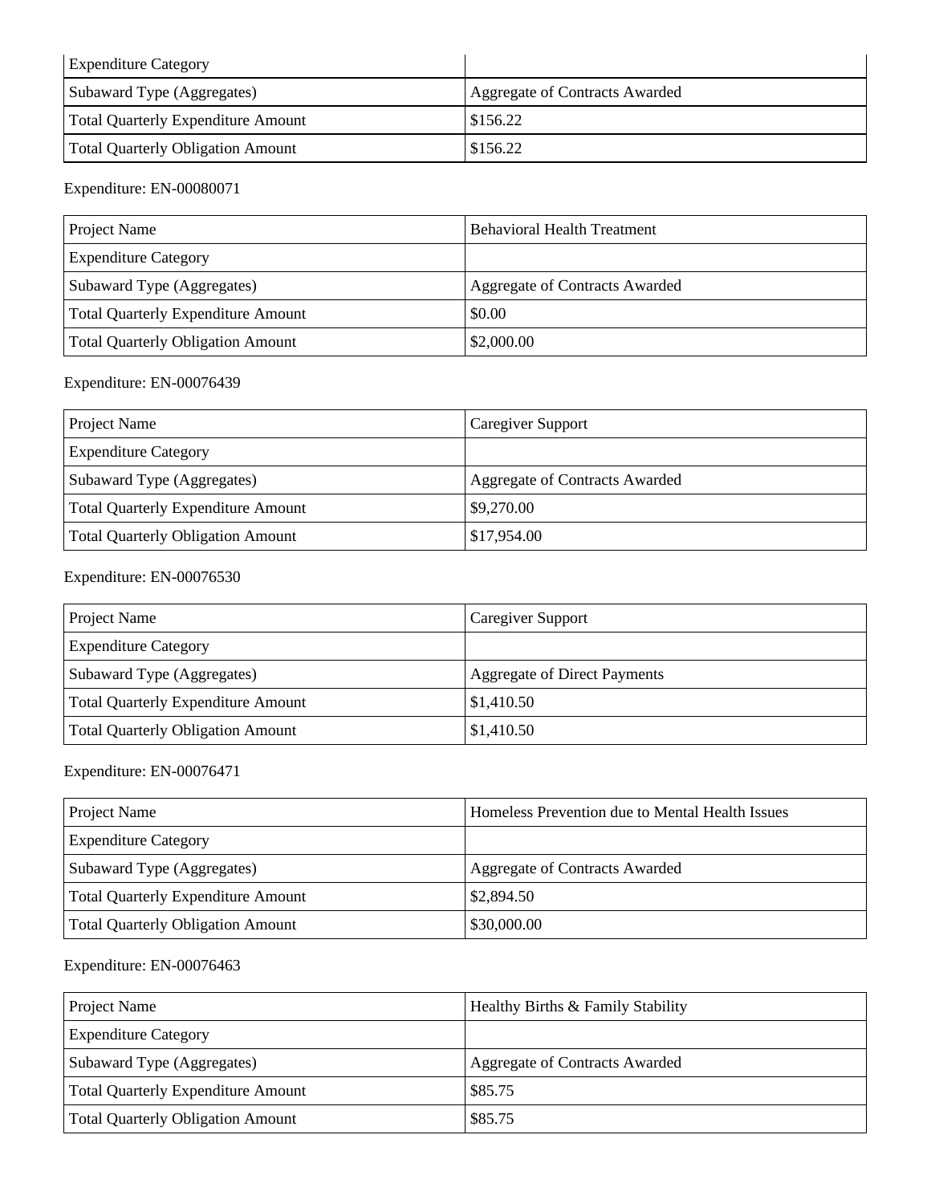| Expenditure Category | |
|---|---|
| Subaward Type (Aggregates) | Aggregate of Contracts Awarded |
| Total Quarterly Expenditure Amount | $156.22 |
| Total Quarterly Obligation Amount | $156.22 |

Expenditure: EN-00080071

| Project Name | Behavioral Health Treatment |
|---|---|
| Expenditure Category | |
| Subaward Type (Aggregates) | Aggregate of Contracts Awarded |
| Total Quarterly Expenditure Amount | $0.00 |
| Total Quarterly Obligation Amount | $2,000.00 |

Expenditure: EN-00076439

| Project Name | Caregiver Support |
|---|---|
| Expenditure Category | |
| Subaward Type (Aggregates) | Aggregate of Contracts Awarded |
| Total Quarterly Expenditure Amount | $9,270.00 |
| Total Quarterly Obligation Amount | $17,954.00 |

Expenditure: EN-00076530

| Project Name | Caregiver Support |
|---|---|
| Expenditure Category | |
| Subaward Type (Aggregates) | Aggregate of Direct Payments |
| Total Quarterly Expenditure Amount | $1,410.50 |
| Total Quarterly Obligation Amount | $1,410.50 |

Expenditure: EN-00076471

| Project Name | Homeless Prevention due to Mental Health Issues |
|---|---|
| Expenditure Category | |
| Subaward Type (Aggregates) | Aggregate of Contracts Awarded |
| Total Quarterly Expenditure Amount | $2,894.50 |
| Total Quarterly Obligation Amount | $30,000.00 |

Expenditure: EN-00076463

| Project Name | Healthy Births & Family Stability |
|---|---|
| Expenditure Category | |
| Subaward Type (Aggregates) | Aggregate of Contracts Awarded |
| Total Quarterly Expenditure Amount | $85.75 |
| Total Quarterly Obligation Amount | $85.75 |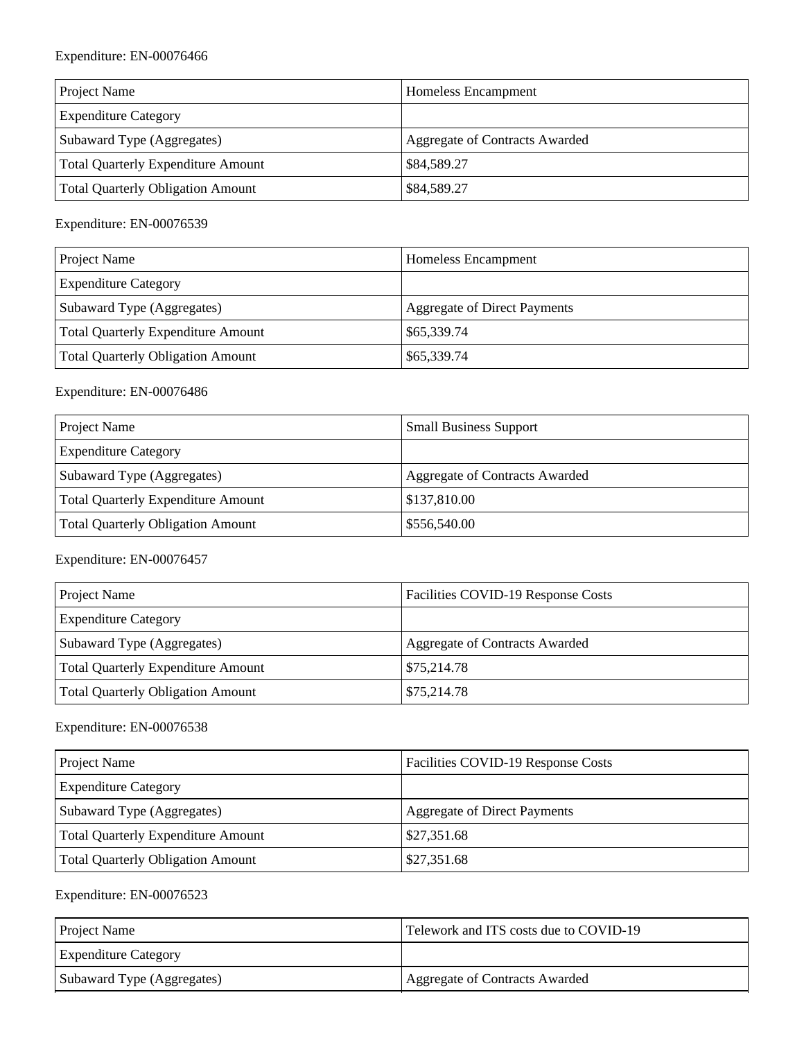Expenditure: EN-00076466

| Project Name | Homeless Encampment |
| --- | --- |
| Expenditure Category | |
| Subaward Type (Aggregates) | Aggregate of Contracts Awarded |
| Total Quarterly Expenditure Amount | $84,589.27 |
| Total Quarterly Obligation Amount | $84,589.27 |

Expenditure: EN-00076539

| Project Name | Homeless Encampment |
| --- | --- |
| Expenditure Category | |
| Subaward Type (Aggregates) | Aggregate of Direct Payments |
| Total Quarterly Expenditure Amount | $65,339.74 |
| Total Quarterly Obligation Amount | $65,339.74 |

Expenditure: EN-00076486

| Project Name | Small Business Support |
| --- | --- |
| Expenditure Category | |
| Subaward Type (Aggregates) | Aggregate of Contracts Awarded |
| Total Quarterly Expenditure Amount | $137,810.00 |
| Total Quarterly Obligation Amount | $556,540.00 |

Expenditure: EN-00076457

| Project Name | Facilities COVID-19 Response Costs |
| --- | --- |
| Expenditure Category | |
| Subaward Type (Aggregates) | Aggregate of Contracts Awarded |
| Total Quarterly Expenditure Amount | $75,214.78 |
| Total Quarterly Obligation Amount | $75,214.78 |

Expenditure: EN-00076538

| Project Name | Facilities COVID-19 Response Costs |
| --- | --- |
| Expenditure Category | |
| Subaward Type (Aggregates) | Aggregate of Direct Payments |
| Total Quarterly Expenditure Amount | $27,351.68 |
| Total Quarterly Obligation Amount | $27,351.68 |

Expenditure: EN-00076523

| Project Name | Telework and ITS costs due to COVID-19 |
| --- | --- |
| Expenditure Category | |
| Subaward Type (Aggregates) | Aggregate of Contracts Awarded |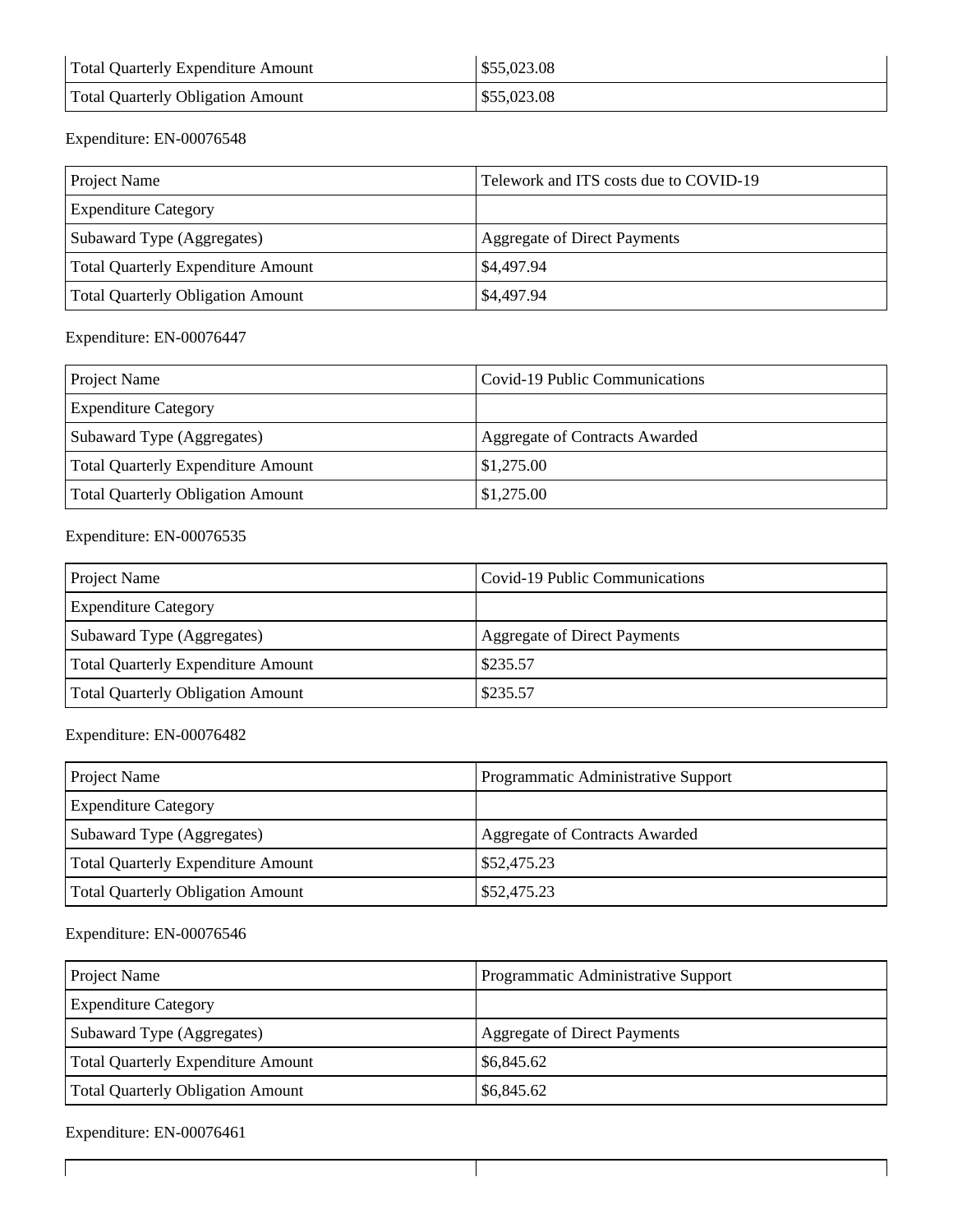| | |
|---|---|
| Total Quarterly Expenditure Amount | $55,023.08 |
| Total Quarterly Obligation Amount | $55,023.08 |

Expenditure: EN-00076548

| | |
|---|---|
| Project Name | Telework and ITS costs due to COVID-19 |
| Expenditure Category | |
| Subaward Type (Aggregates) | Aggregate of Direct Payments |
| Total Quarterly Expenditure Amount | $4,497.94 |
| Total Quarterly Obligation Amount | $4,497.94 |

Expenditure: EN-00076447

| | |
|---|---|
| Project Name | Covid-19 Public Communications |
| Expenditure Category | |
| Subaward Type (Aggregates) | Aggregate of Contracts Awarded |
| Total Quarterly Expenditure Amount | $1,275.00 |
| Total Quarterly Obligation Amount | $1,275.00 |

Expenditure: EN-00076535

| | |
|---|---|
| Project Name | Covid-19 Public Communications |
| Expenditure Category | |
| Subaward Type (Aggregates) | Aggregate of Direct Payments |
| Total Quarterly Expenditure Amount | $235.57 |
| Total Quarterly Obligation Amount | $235.57 |

Expenditure: EN-00076482

| | |
|---|---|
| Project Name | Programmatic Administrative Support |
| Expenditure Category | |
| Subaward Type (Aggregates) | Aggregate of Contracts Awarded |
| Total Quarterly Expenditure Amount | $52,475.23 |
| Total Quarterly Obligation Amount | $52,475.23 |

Expenditure: EN-00076546

| | |
|---|---|
| Project Name | Programmatic Administrative Support |
| Expenditure Category | |
| Subaward Type (Aggregates) | Aggregate of Direct Payments |
| Total Quarterly Expenditure Amount | $6,845.62 |
| Total Quarterly Obligation Amount | $6,845.62 |

Expenditure: EN-00076461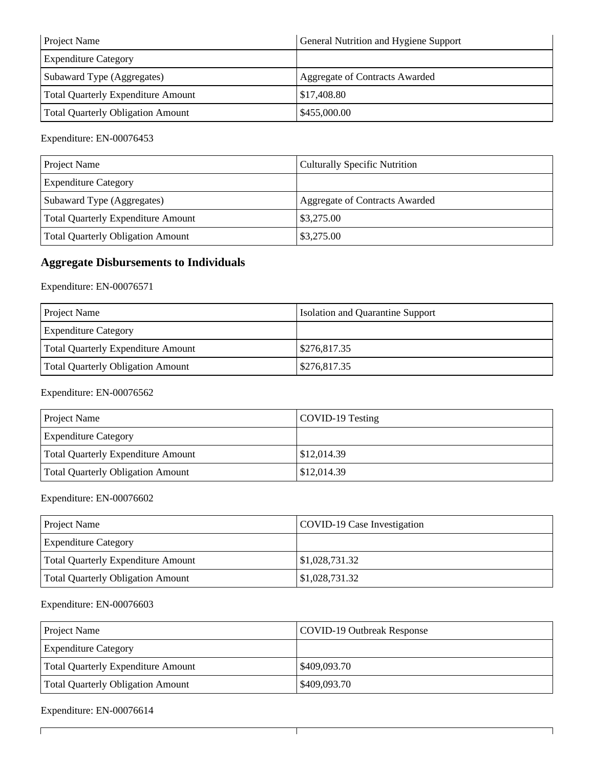| Project Name | General Nutrition and Hygiene Support |
| --- | --- |
| Expenditure Category | |
| Subaward Type (Aggregates) | Aggregate of Contracts Awarded |
| Total Quarterly Expenditure Amount | $17,408.80 |
| Total Quarterly Obligation Amount | $455,000.00 |

Expenditure: EN-00076453

| Project Name | Culturally Specific Nutrition |
| --- | --- |
| Expenditure Category | |
| Subaward Type (Aggregates) | Aggregate of Contracts Awarded |
| Total Quarterly Expenditure Amount | $3,275.00 |
| Total Quarterly Obligation Amount | $3,275.00 |

## Aggregate Disbursements to Individuals

Expenditure: EN-00076571

| Project Name | Isolation and Quarantine Support |
| --- | --- |
| Expenditure Category | |
| Total Quarterly Expenditure Amount | $276,817.35 |
| Total Quarterly Obligation Amount | $276,817.35 |

Expenditure: EN-00076562

| Project Name | COVID-19 Testing |
| --- | --- |
| Expenditure Category | |
| Total Quarterly Expenditure Amount | $12,014.39 |
| Total Quarterly Obligation Amount | $12,014.39 |

Expenditure: EN-00076602

| Project Name | COVID-19 Case Investigation |
| --- | --- |
| Expenditure Category | |
| Total Quarterly Expenditure Amount | $1,028,731.32 |
| Total Quarterly Obligation Amount | $1,028,731.32 |

Expenditure: EN-00076603

| Project Name | COVID-19 Outbreak Response |
| --- | --- |
| Expenditure Category | |
| Total Quarterly Expenditure Amount | $409,093.70 |
| Total Quarterly Obligation Amount | $409,093.70 |

Expenditure: EN-00076614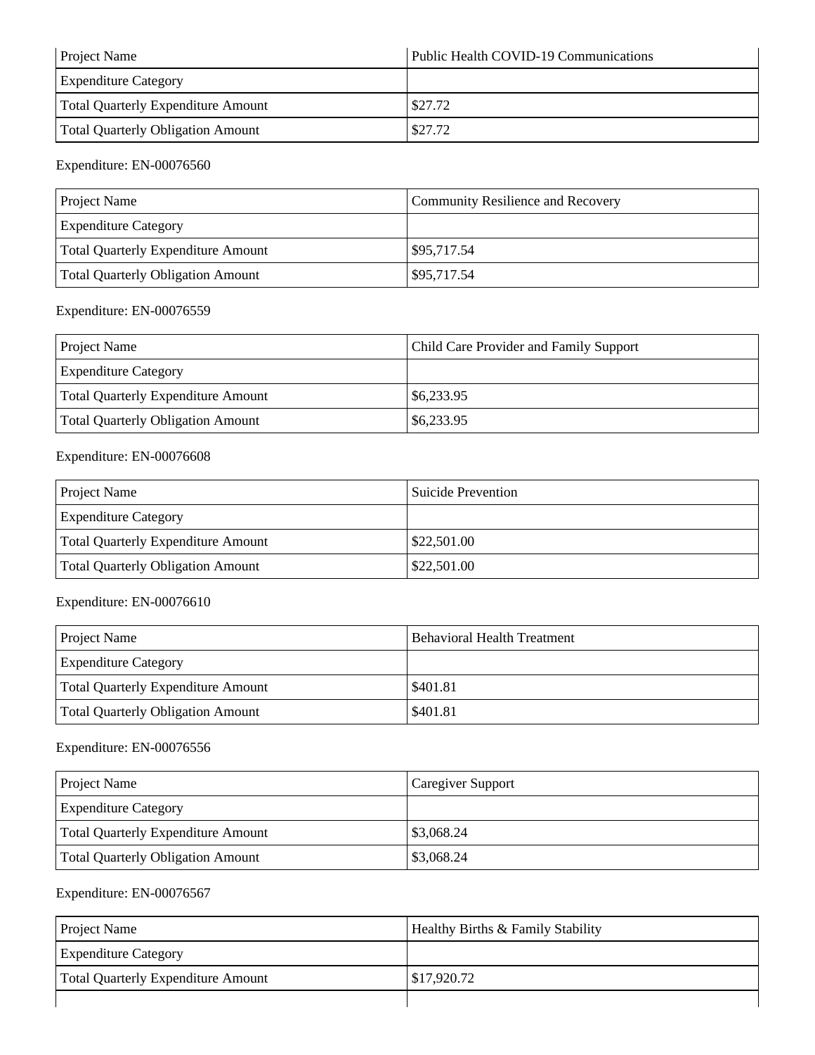| Project Name | Public Health COVID-19 Communications |
|---|---|
| Expenditure Category | |
| Total Quarterly Expenditure Amount | $27.72 |
| Total Quarterly Obligation Amount | $27.72 |

Expenditure: EN-00076560

| Project Name | Community Resilience and Recovery |
|---|---|
| Expenditure Category | |
| Total Quarterly Expenditure Amount | $95,717.54 |
| Total Quarterly Obligation Amount | $95,717.54 |

Expenditure: EN-00076559

| Project Name | Child Care Provider and Family Support |
|---|---|
| Expenditure Category | |
| Total Quarterly Expenditure Amount | $6,233.95 |
| Total Quarterly Obligation Amount | $6,233.95 |

Expenditure: EN-00076608

| Project Name | Suicide Prevention |
|---|---|
| Expenditure Category | |
| Total Quarterly Expenditure Amount | $22,501.00 |
| Total Quarterly Obligation Amount | $22,501.00 |

Expenditure: EN-00076610

| Project Name | Behavioral Health Treatment |
|---|---|
| Expenditure Category | |
| Total Quarterly Expenditure Amount | $401.81 |
| Total Quarterly Obligation Amount | $401.81 |

Expenditure: EN-00076556

| Project Name | Caregiver Support |
|---|---|
| Expenditure Category | |
| Total Quarterly Expenditure Amount | $3,068.24 |
| Total Quarterly Obligation Amount | $3,068.24 |

Expenditure: EN-00076567

| Project Name | Healthy Births & Family Stability |
|---|---|
| Expenditure Category | |
| Total Quarterly Expenditure Amount | $17,920.72 |
| | |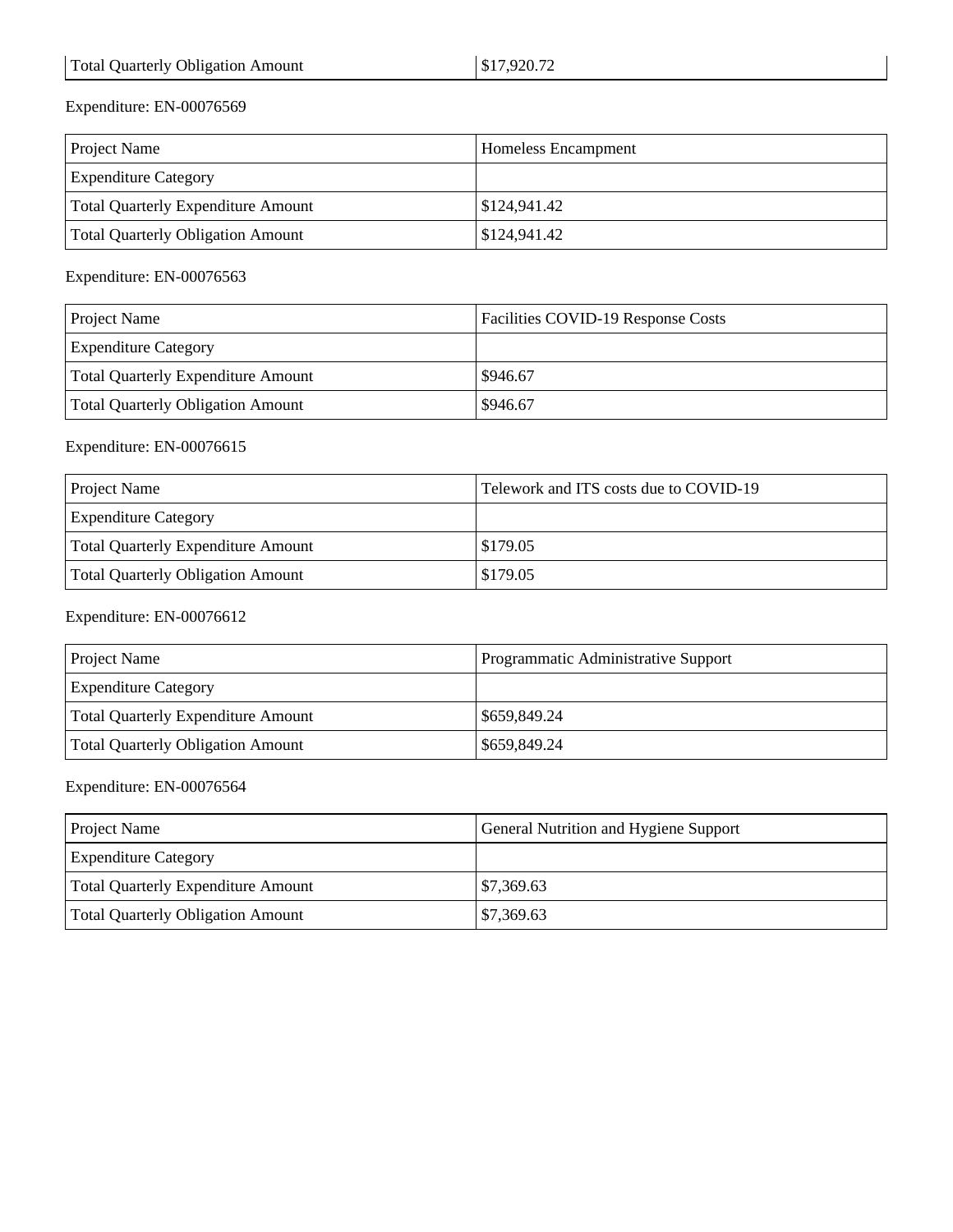| Total Quarterly Obligation Amount | $17,920.72 |
|---|---|

Expenditure: EN-00076569

| Project Name | Homeless Encampment |
|---|---|
| Expenditure Category | |
| Total Quarterly Expenditure Amount | $124,941.42 |
| Total Quarterly Obligation Amount | $124,941.42 |

Expenditure: EN-00076563

| Project Name | Facilities COVID-19 Response Costs |
|---|---|
| Expenditure Category | |
| Total Quarterly Expenditure Amount | $946.67 |
| Total Quarterly Obligation Amount | $946.67 |

Expenditure: EN-00076615

| Project Name | Telework and ITS costs due to COVID-19 |
|---|---|
| Expenditure Category | |
| Total Quarterly Expenditure Amount | $179.05 |
| Total Quarterly Obligation Amount | $179.05 |

Expenditure: EN-00076612

| Project Name | Programmatic Administrative Support |
|---|---|
| Expenditure Category | |
| Total Quarterly Expenditure Amount | $659,849.24 |
| Total Quarterly Obligation Amount | $659,849.24 |

Expenditure: EN-00076564

| Project Name | General Nutrition and Hygiene Support |
|---|---|
| Expenditure Category | |
| Total Quarterly Expenditure Amount | $7,369.63 |
| Total Quarterly Obligation Amount | $7,369.63 |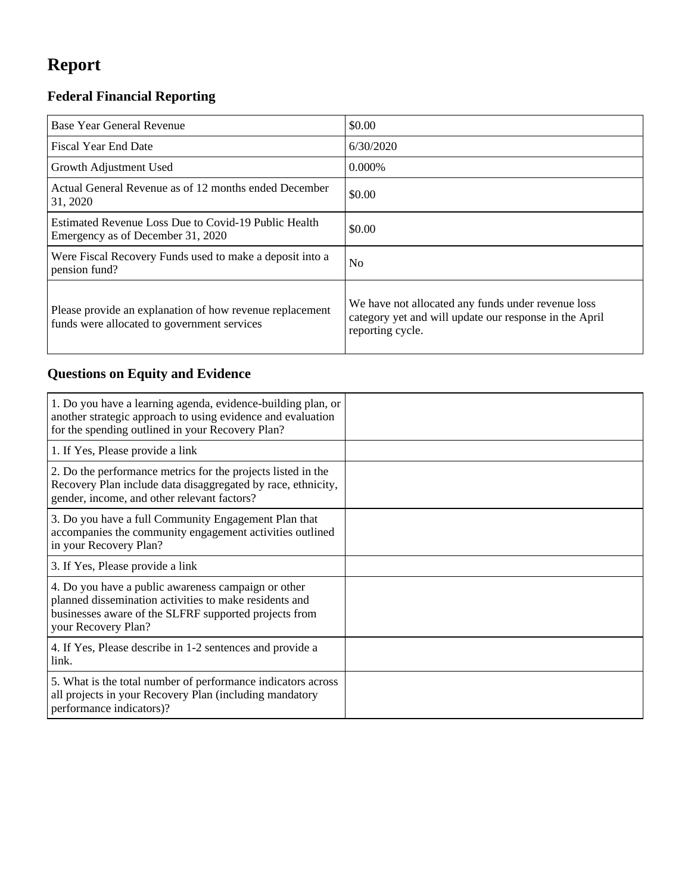# Report

## Federal Financial Reporting

| | |
|---|---|
| Base Year General Revenue | $0.00 |
| Fiscal Year End Date | 6/30/2020 |
| Growth Adjustment Used | 0.000% |
| Actual General Revenue as of 12 months ended December 31, 2020 | $0.00 |
| Estimated Revenue Loss Due to Covid-19 Public Health Emergency as of December 31, 2020 | $0.00 |
| Were Fiscal Recovery Funds used to make a deposit into a pension fund? | No |
| Please provide an explanation of how revenue replacement funds were allocated to government services | We have not allocated any funds under revenue loss category yet and will update our response in the April reporting cycle. |

## Questions on Equity and Evidence

| | |
|---|---|
| 1. Do you have a learning agenda, evidence-building plan, or another strategic approach to using evidence and evaluation for the spending outlined in your Recovery Plan? | |
| 1. If Yes, Please provide a link | |
| 2. Do the performance metrics for the projects listed in the Recovery Plan include data disaggregated by race, ethnicity, gender, income, and other relevant factors? | |
| 3. Do you have a full Community Engagement Plan that accompanies the community engagement activities outlined in your Recovery Plan? | |
| 3. If Yes, Please provide a link | |
| 4. Do you have a public awareness campaign or other planned dissemination activities to make residents and businesses aware of the SLFRF supported projects from your Recovery Plan? | |
| 4. If Yes, Please describe in 1-2 sentences and provide a link. | |
| 5. What is the total number of performance indicators across all projects in your Recovery Plan (including mandatory performance indicators)? | |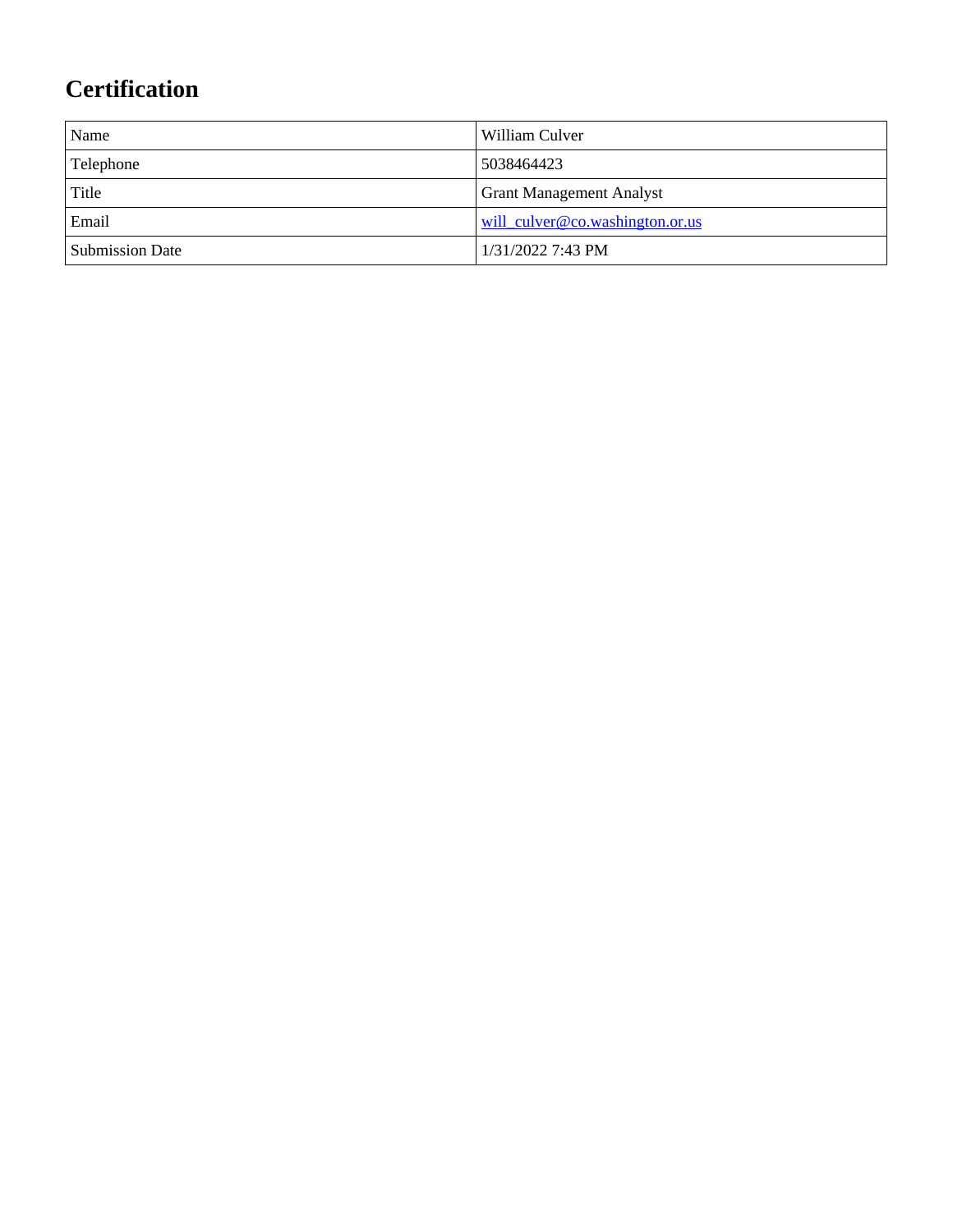# Certification

| | |
|---|---|
| Name | William Culver |
| Telephone | 5038464423 |
| Title | Grant Management Analyst |
| Email | will_culver@co.washington.or.us |
| Submission Date | 1/31/2022 7:43 PM |